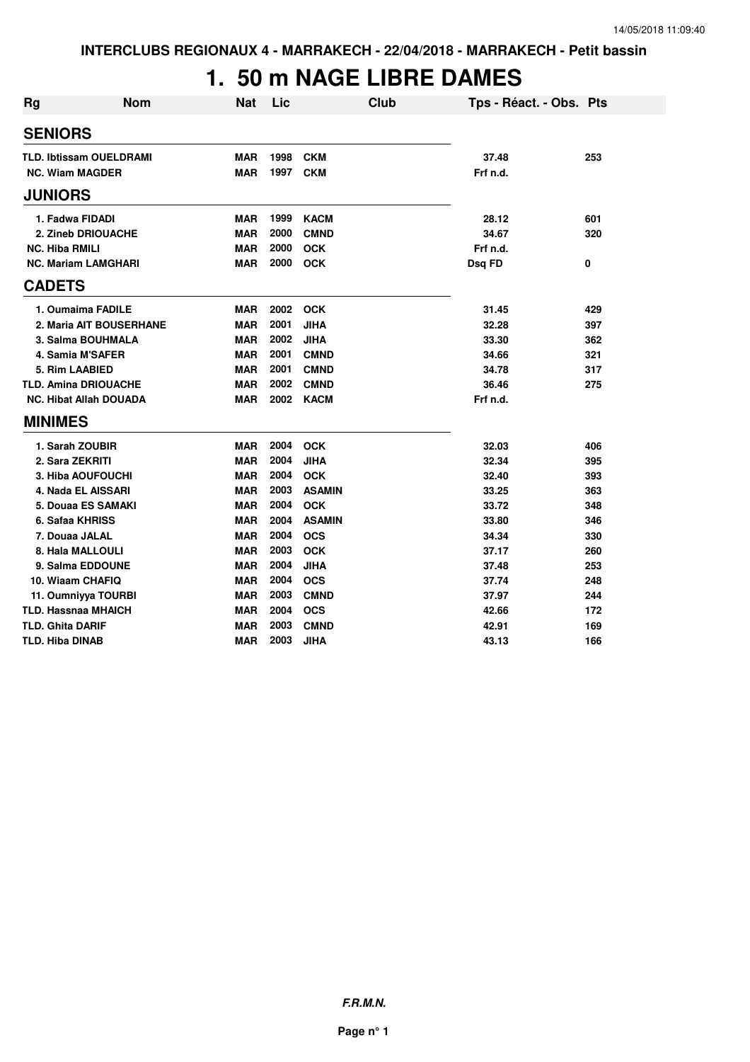**INTERCLUBS REGIONAUX 4 - MARRAKECH - 22/04/2018 - MARRAKECH - Petit bassin**

# 1. 50 m NAGE LIBRE DAMES

| Rg | Nom | Nat | Lic | Club | Tps - Réact. - Obs. | Pts |
|---|---|---|---|---|---|---|
| **SENIORS** | | | | | | |
| TLD. | Ibtissam OUELDRAMI | MAR | 1998 | CKM | 37.48 | 253 |
| NC. | Wiam MAGDER | MAR | 1997 | CKM | Frf n.d. | |
| **JUNIORS** | | | | | | |
| 1. | Fadwa FIDADI | MAR | 1999 | KACM | 28.12 | 601 |
| 2. | Zineb DRIOUACHE | MAR | 2000 | CMND | 34.67 | 320 |
| NC. | Hiba RMILI | MAR | 2000 | OCK | Frf n.d. | |
| NC. | Mariam LAMGHARI | MAR | 2000 | OCK | Dsq FD | 0 |
| **CADETS** | | | | | | |
| 1. | Oumaima FADILE | MAR | 2002 | OCK | 31.45 | 429 |
| 2. | Maria AIT BOUSERHANE | MAR | 2001 | JIHA | 32.28 | 397 |
| 3. | Salma BOUHMALA | MAR | 2002 | JIHA | 33.30 | 362 |
| 4. | Samia M'SAFER | MAR | 2001 | CMND | 34.66 | 321 |
| 5. | Rim LAABIED | MAR | 2001 | CMND | 34.78 | 317 |
| TLD. | Amina DRIOUACHE | MAR | 2002 | CMND | 36.46 | 275 |
| NC. | Hibat Allah DOUADA | MAR | 2002 | KACM | Frf n.d. | |
| **MINIMES** | | | | | | |
| 1. | Sarah ZOUBIR | MAR | 2004 | OCK | 32.03 | 406 |
| 2. | Sara ZEKRITI | MAR | 2004 | JIHA | 32.34 | 395 |
| 3. | Hiba AOUFOUCHI | MAR | 2004 | OCK | 32.40 | 393 |
| 4. | Nada EL AISSARI | MAR | 2003 | ASAMIN | 33.25 | 363 |
| 5. | Douaa ES SAMAKI | MAR | 2004 | OCK | 33.72 | 348 |
| 6. | Safaa KHRISS | MAR | 2004 | ASAMIN | 33.80 | 346 |
| 7. | Douaa JALAL | MAR | 2004 | OCS | 34.34 | 330 |
| 8. | Hala MALLOULI | MAR | 2003 | OCK | 37.17 | 260 |
| 9. | Salma EDDOUNE | MAR | 2004 | JIHA | 37.48 | 253 |
| 10. | Wiaam CHAFIQ | MAR | 2004 | OCS | 37.74 | 248 |
| 11. | Oumniyya TOURBI | MAR | 2003 | CMND | 37.97 | 244 |
| TLD. | Hassnaa MHAICH | MAR | 2004 | OCS | 42.66 | 172 |
| TLD. | Ghita DARIF | MAR | 2003 | CMND | 42.91 | 169 |
| TLD. | Hiba DINAB | MAR | 2003 | JIHA | 43.13 | 166 |

***F.R.M.N.***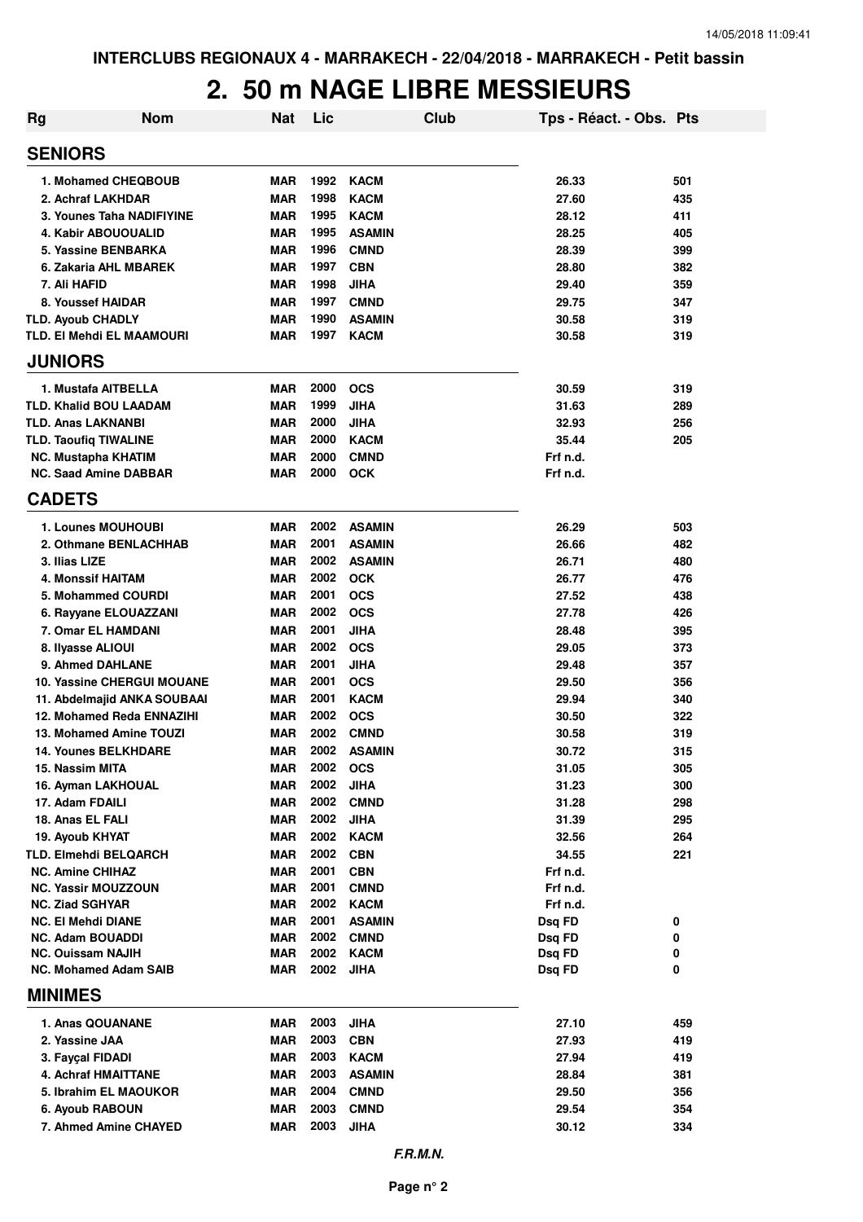# 2. 50 m NAGE LIBRE MESSIEURS

| Rg | Nom | Nat | Lic | Club | Tps - Réact. - Obs. | Pts |
|---|---|---|---|---|---|---|
| **SENIORS** | | | | | | |
| 1. | Mohamed CHEQBOUB | MAR | 1992 | KACM | 26.33 | 501 |
| 2. | Achraf LAKHDAR | MAR | 1998 | KACM | 27.60 | 435 |
| 3. | Younes Taha NADIFIYINE | MAR | 1995 | KACM | 28.12 | 411 |
| 4. | Kabir ABOUOUALID | MAR | 1995 | ASAMIN | 28.25 | 405 |
| 5. | Yassine BENBARKA | MAR | 1996 | CMND | 28.39 | 399 |
| 6. | Zakaria AHL MBAREK | MAR | 1997 | CBN | 28.80 | 382 |
| 7. | Ali HAFID | MAR | 1998 | JIHA | 29.40 | 359 |
| 8. | Youssef HAIDAR | MAR | 1997 | CMND | 29.75 | 347 |
| TLD. | Ayoub CHADLY | MAR | 1990 | ASAMIN | 30.58 | 319 |
| TLD. | El Mehdi EL MAAMOURI | MAR | 1997 | KACM | 30.58 | 319 |
| **JUNIORS** | | | | | | |
| 1. | Mustafa AITBELLA | MAR | 2000 | OCS | 30.59 | 319 |
| TLD. | Khalid BOU LAADAM | MAR | 1999 | JIHA | 31.63 | 289 |
| TLD. | Anas LAKNANBI | MAR | 2000 | JIHA | 32.93 | 256 |
| TLD. | Taoufiq TIWALINE | MAR | 2000 | KACM | 35.44 | 205 |
| NC. | Mustapha KHATIM | MAR | 2000 | CMND | Frf n.d. | |
| NC. | Saad Amine DABBAR | MAR | 2000 | OCK | Frf n.d. | |
| **CADETS** | | | | | | |
| 1. | Lounes MOUHOUBI | MAR | 2002 | ASAMIN | 26.29 | 503 |
| 2. | Othmane BENLACHHAB | MAR | 2001 | ASAMIN | 26.66 | 482 |
| 3. | Ilias LIZE | MAR | 2002 | ASAMIN | 26.71 | 480 |
| 4. | Monssif HAITAM | MAR | 2002 | OCK | 26.77 | 476 |
| 5. | Mohammed COURDI | MAR | 2001 | OCS | 27.52 | 438 |
| 6. | Rayyane ELOUAZZANI | MAR | 2002 | OCS | 27.78 | 426 |
| 7. | Omar EL HAMDANI | MAR | 2001 | JIHA | 28.48 | 395 |
| 8. | Ilyasse ALIOUI | MAR | 2002 | OCS | 29.05 | 373 |
| 9. | Ahmed DAHLANE | MAR | 2001 | JIHA | 29.48 | 357 |
| 10. | Yassine CHERGUI MOUANE | MAR | 2001 | OCS | 29.50 | 356 |
| 11. | Abdelmajid ANKA SOUBAAI | MAR | 2001 | KACM | 29.94 | 340 |
| 12. | Mohamed Reda ENNAZIHI | MAR | 2002 | OCS | 30.50 | 322 |
| 13. | Mohamed Amine TOUZI | MAR | 2002 | CMND | 30.58 | 319 |
| 14. | Younes BELKHDARE | MAR | 2002 | ASAMIN | 30.72 | 315 |
| 15. | Nassim MITA | MAR | 2002 | OCS | 31.05 | 305 |
| 16. | Ayman LAKHOUAL | MAR | 2002 | JIHA | 31.23 | 300 |
| 17. | Adam FDAILI | MAR | 2002 | CMND | 31.28 | 298 |
| 18. | Anas EL FALI | MAR | 2002 | JIHA | 31.39 | 295 |
| 19. | Ayoub KHYAT | MAR | 2002 | KACM | 32.56 | 264 |
| TLD. | Elmehdi BELQARCH | MAR | 2002 | CBN | 34.55 | 221 |
| NC. | Amine CHIHAZ | MAR | 2001 | CBN | Frf n.d. | |
| NC. | Yassir MOUZZOUN | MAR | 2001 | CMND | Frf n.d. | |
| NC. | Ziad SGHYAR | MAR | 2002 | KACM | Frf n.d. | |
| NC. | El Mehdi DIANE | MAR | 2001 | ASAMIN | Dsq FD | 0 |
| NC. | Adam BOUADDI | MAR | 2002 | CMND | Dsq FD | 0 |
| NC. | Ouissam NAJIH | MAR | 2002 | KACM | Dsq FD | 0 |
| NC. | Mohamed Adam SAIB | MAR | 2002 | JIHA | Dsq FD | 0 |
| **MINIMES** | | | | | | |
| 1. | Anas QOUANANE | MAR | 2003 | JIHA | 27.10 | 459 |
| 2. | Yassine JAA | MAR | 2003 | CBN | 27.93 | 419 |
| 3. | Fayçal FIDADI | MAR | 2003 | KACM | 27.94 | 419 |
| 4. | Achraf HMAITTANE | MAR | 2003 | ASAMIN | 28.84 | 381 |
| 5. | Ibrahim EL MAOUKOR | MAR | 2004 | CMND | 29.50 | 356 |
| 6. | Ayoub RABOUN | MAR | 2003 | CMND | 29.54 | 354 |
| 7. | Ahmed Amine CHAYED | MAR | 2003 | JIHA | 30.12 | 334 |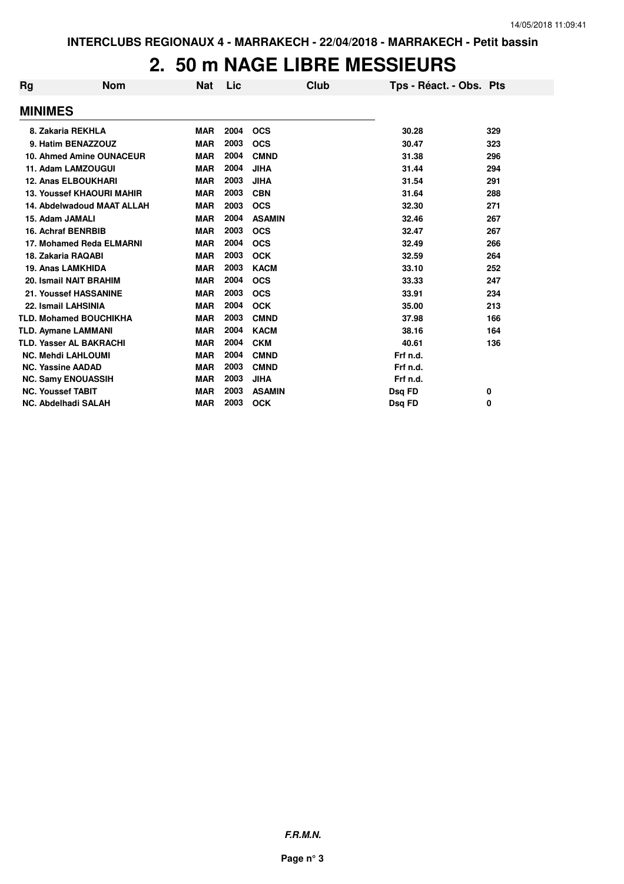INTERCLUBS REGIONAUX 4 - MARRAKECH - 22/04/2018 - MARRAKECH - Petit bassin

# 2. 50 m NAGE LIBRE MESSIEURS

| Rg | Nom | Nat | Lic | Club | Tps - Réact. - Obs. | Pts |
|---|---|---|---|---|---|---|
| **MINIMES** | | | | | | |
| 8. | Zakaria REKHLA | MAR | 2004 | OCS | 30.28 | 329 |
| 9. | Hatim BENAZZOUZ | MAR | 2003 | OCS | 30.47 | 323 |
| 10. | Ahmed Amine OUNACEUR | MAR | 2004 | CMND | 31.38 | 296 |
| 11. | Adam LAMZOUGUI | MAR | 2004 | JIHA | 31.44 | 294 |
| 12. | Anas ELBOUKHARI | MAR | 2003 | JIHA | 31.54 | 291 |
| 13. | Youssef KHAOURI MAHIR | MAR | 2003 | CBN | 31.64 | 288 |
| 14. | Abdelwadoud MAAT ALLAH | MAR | 2003 | OCS | 32.30 | 271 |
| 15. | Adam JAMALI | MAR | 2004 | ASAMIN | 32.46 | 267 |
| 16. | Achraf BENRBIB | MAR | 2003 | OCS | 32.47 | 267 |
| 17. | Mohamed Reda ELMARNI | MAR | 2004 | OCS | 32.49 | 266 |
| 18. | Zakaria RAQABI | MAR | 2003 | OCK | 32.59 | 264 |
| 19. | Anas LAMKHIDA | MAR | 2003 | KACM | 33.10 | 252 |
| 20. | Ismail NAIT BRAHIM | MAR | 2004 | OCS | 33.33 | 247 |
| 21. | Youssef HASSANINE | MAR | 2003 | OCS | 33.91 | 234 |
| 22. | Ismail LAHSINIA | MAR | 2004 | OCK | 35.00 | 213 |
| TLD. | Mohamed BOUCHIKHA | MAR | 2003 | CMND | 37.98 | 166 |
| TLD. | Aymane LAMMANI | MAR | 2004 | KACM | 38.16 | 164 |
| TLD. | Yasser AL BAKRACHI | MAR | 2004 | CKM | 40.61 | 136 |
| NC. | Mehdi LAHLOUMI | MAR | 2004 | CMND | Frf n.d. | |
| NC. | Yassine AADAD | MAR | 2003 | CMND | Frf n.d. | |
| NC. | Samy ENOUASSIH | MAR | 2003 | JIHA | Frf n.d. | |
| NC. | Youssef TABIT | MAR | 2003 | ASAMIN | Dsq FD | 0 |
| NC. | Abdelhadi SALAH | MAR | 2003 | OCK | Dsq FD | 0 |

*F.R.M.N.*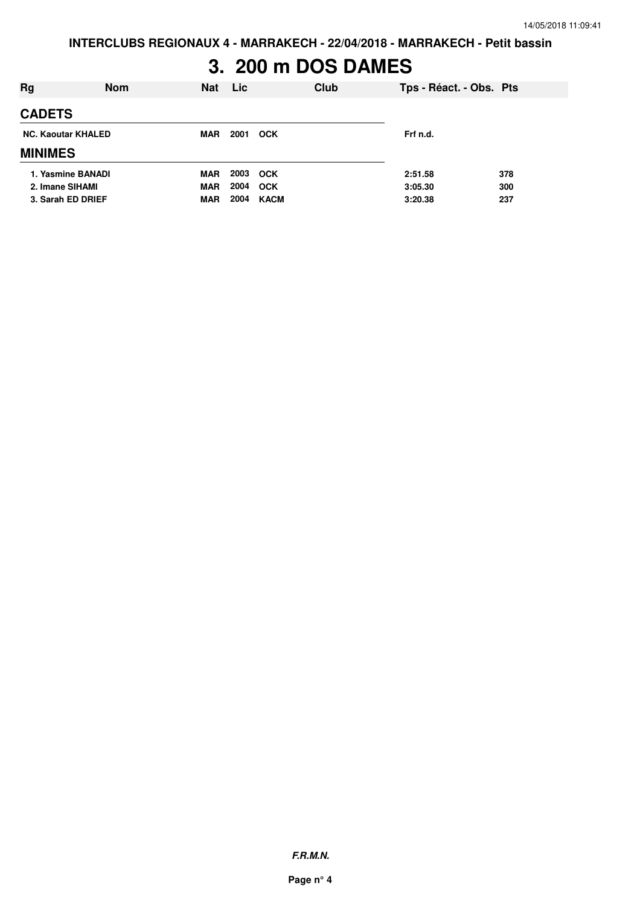# 3. 200 m DOS DAMES

| Rg | Nom | Nat | Lic | Club | Tps - Réact. - Obs. | Pts |
|---|---|---|---|---|---|---|
| **CADETS** | | | | | | |
| NC. | Kaoutar KHALED | MAR | 2001 | OCK | Frf n.d. | |
| **MINIMES** | | | | | | |
| 1. | Yasmine BANADI | MAR | 2003 | OCK | 2:51.58 | 378 |
| 2. | Imane SIHAMI | MAR | 2004 | OCK | 3:05.30 | 300 |
| 3. | Sarah ED DRIEF | MAR | 2004 | KACM | 3:20.38 | 237 |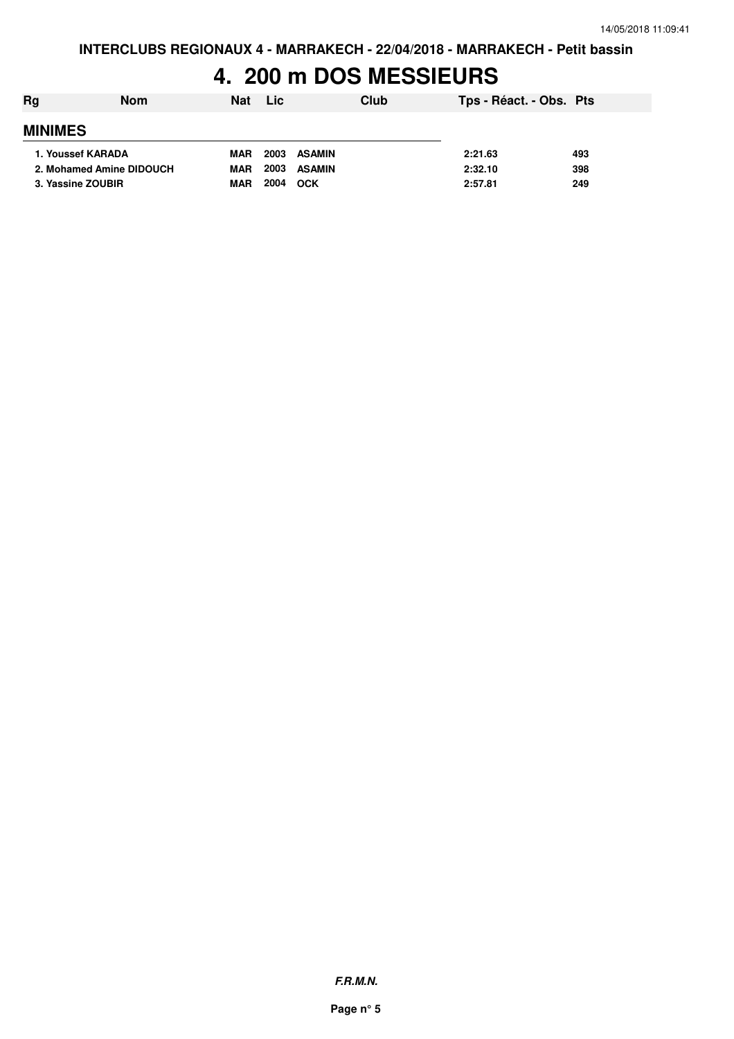INTERCLUBS REGIONAUX 4 - MARRAKECH - 22/04/2018 - MARRAKECH - Petit bassin

# 4. 200 m DOS MESSIEURS

| Rg | Nom | Nat | Lic | Club | Tps - Réact. - Obs. | Pts |
|---|---|---|---|---|---|---|
| **MINIMES** | | | | | | |
| 1. | Youssef KARADA | MAR | 2003 | ASAMIN | 2:21.63 | 493 |
| 2. | Mohamed Amine DIDOUCH | MAR | 2003 | ASAMIN | 2:32.10 | 398 |
| 3. | Yassine ZOUBIR | MAR | 2004 | OCK | 2:57.81 | 249 |

*F.R.M.N.*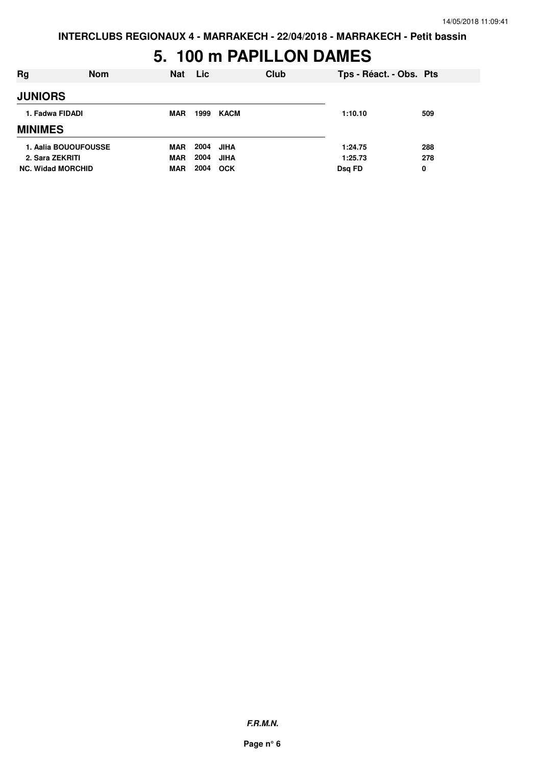**INTERCLUBS REGIONAUX 4 - MARRAKECH - 22/04/2018 - MARRAKECH - Petit bassin**

# 5. 100 m PAPILLON DAMES

| Rg | Nom | Nat | Lic | Club | Tps - Réact. - Obs. | Pts |
|---|---|---|---|---|---|---|
| **JUNIORS** | | | | | | |
| 1. | Fadwa FIDADI | MAR | 1999 | KACM | 1:10.10 | 509 |
| **MINIMES** | | | | | | |
| 1. | Aalia BOUOUFOUSSE | MAR | 2004 | JIHA | 1:24.75 | 288 |
| 2. | Sara ZEKRITI | MAR | 2004 | JIHA | 1:25.73 | 278 |
| NC. | Widad MORCHID | MAR | 2004 | OCK | Dsq FD | 0 |

***F.R.M.N.***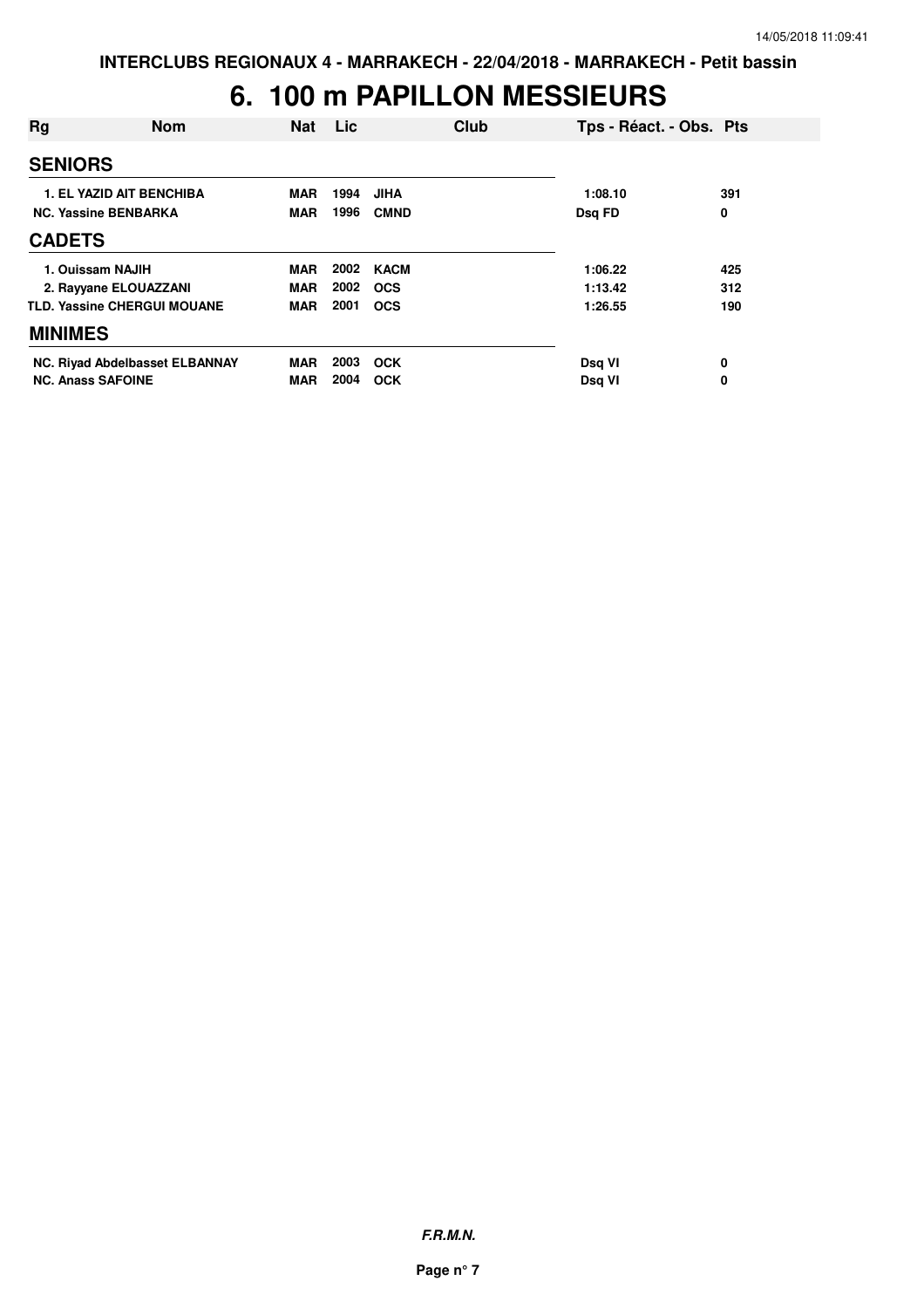INTERCLUBS REGIONAUX 4 - MARRAKECH - 22/04/2018 - MARRAKECH - Petit bassin

# 6. 100 m PAPILLON MESSIEURS

| Rg | Nom | Nat | Lic | Club | Tps - Réact. - Obs. | Pts |
|---|---|---|---|---|---|---|
| **SENIORS** | | | | | | |
| 1. | EL YAZID AIT BENCHIBA | MAR | 1994 | JIHA | 1:08.10 | 391 |
| NC. | Yassine BENBARKA | MAR | 1996 | CMND | Dsq FD | 0 |
| **CADETS** | | | | | | |
| 1. | Ouissam NAJIH | MAR | 2002 | KACM | 1:06.22 | 425 |
| 2. | Rayyane ELOUAZZANI | MAR | 2002 | OCS | 1:13.42 | 312 |
| TLD. | Yassine CHERGUI MOUANE | MAR | 2001 | OCS | 1:26.55 | 190 |
| **MINIMES** | | | | | | |
| NC. | Riyad Abdelbasset ELBANNAY | MAR | 2003 | OCK | Dsq VI | 0 |
| NC. | Anass SAFOINE | MAR | 2004 | OCK | Dsq VI | 0 |

*F.R.M.N.*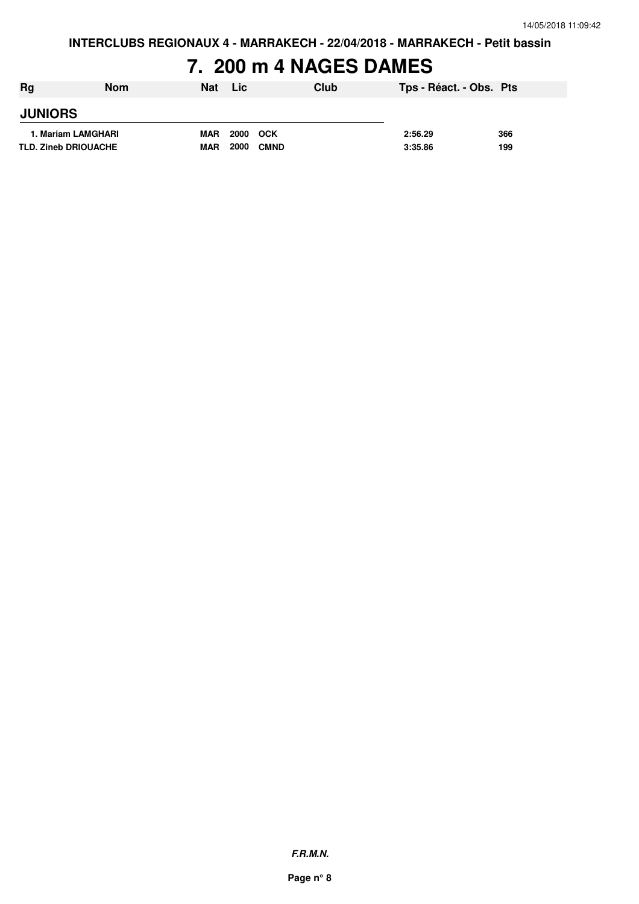# 7. 200 m 4 NAGES DAMES

| Rg | Nom | Nat | Lic | Club | Tps - Réact. - Obs. | Pts |
|---|---|---|---|---|---|---|
| **JUNIORS** | | | | | | |
| 1. | Mariam LAMGHARI | MAR | 2000 | OCK | 2:56.29 | 366 |
| TLD. | Zineb DRIOUACHE | MAR | 2000 | CMND | 3:35.86 | 199 |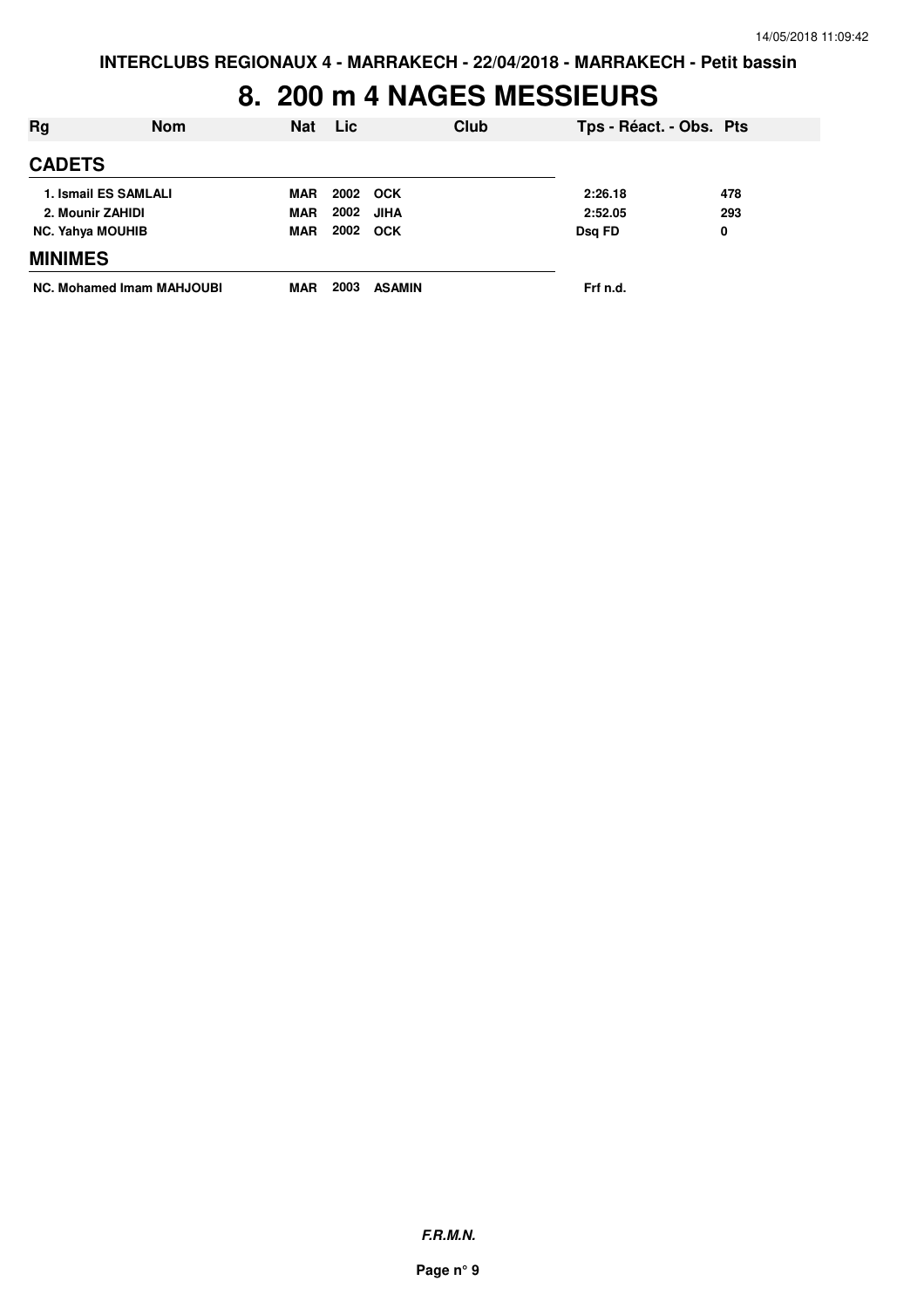INTERCLUBS REGIONAUX 4 - MARRAKECH - 22/04/2018 - MARRAKECH - Petit bassin

# 8. 200 m 4 NAGES MESSIEURS

| Rg | Nom | Nat | Lic | Club | Tps - Réact. - Obs. | Pts |
|---|---|---|---|---|---|---|
| **CADETS** | | | | | | |
| 1. | Ismail ES SAMLALI | MAR | 2002 | OCK | 2:26.18 | 478 |
| 2. | Mounir ZAHIDI | MAR | 2002 | JIHA | 2:52.05 | 293 |
| NC. | Yahya MOUHIB | MAR | 2002 | OCK | Dsq FD | 0 |
| **MINIMES** | | | | | | |
| NC. | Mohamed Imam MAHJOUBI | MAR | 2003 | ASAMIN | Frf n.d. | |

*F.R.M.N.*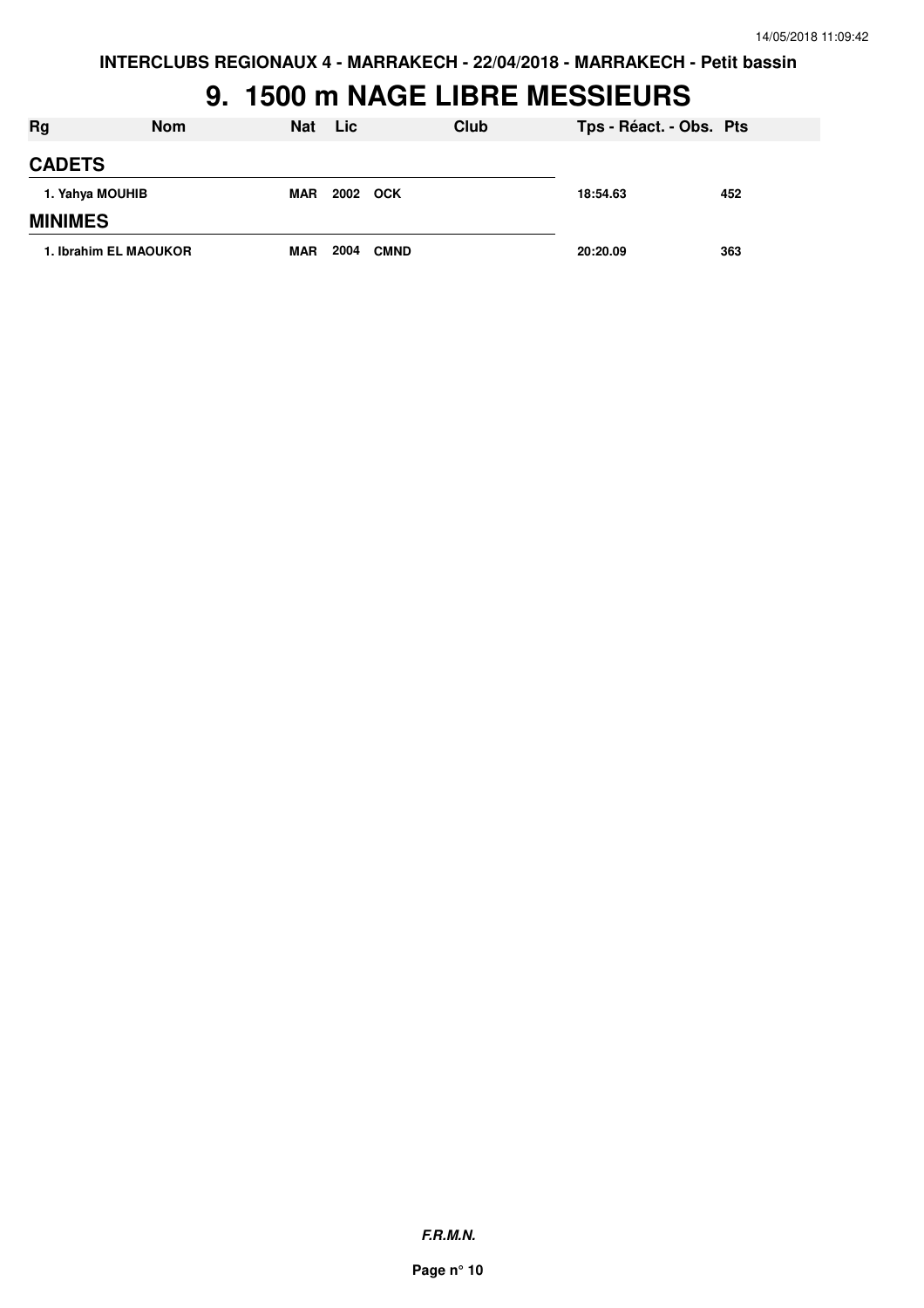# 9. 1500 m NAGE LIBRE MESSIEURS

| Rg | Nom | Nat | Lic | Club | Tps - Réact. - Obs. | Pts |
|---|---|---|---|---|---|---|
| **CADETS** | | | | | | |
| 1. Yahya MOUHIB | | MAR | 2002 | OCK | 18:54.63 | 452 |
| **MINIMES** | | | | | | |
| 1. Ibrahim EL MAOUKOR | | MAR | 2004 | CMND | 20:20.09 | 363 |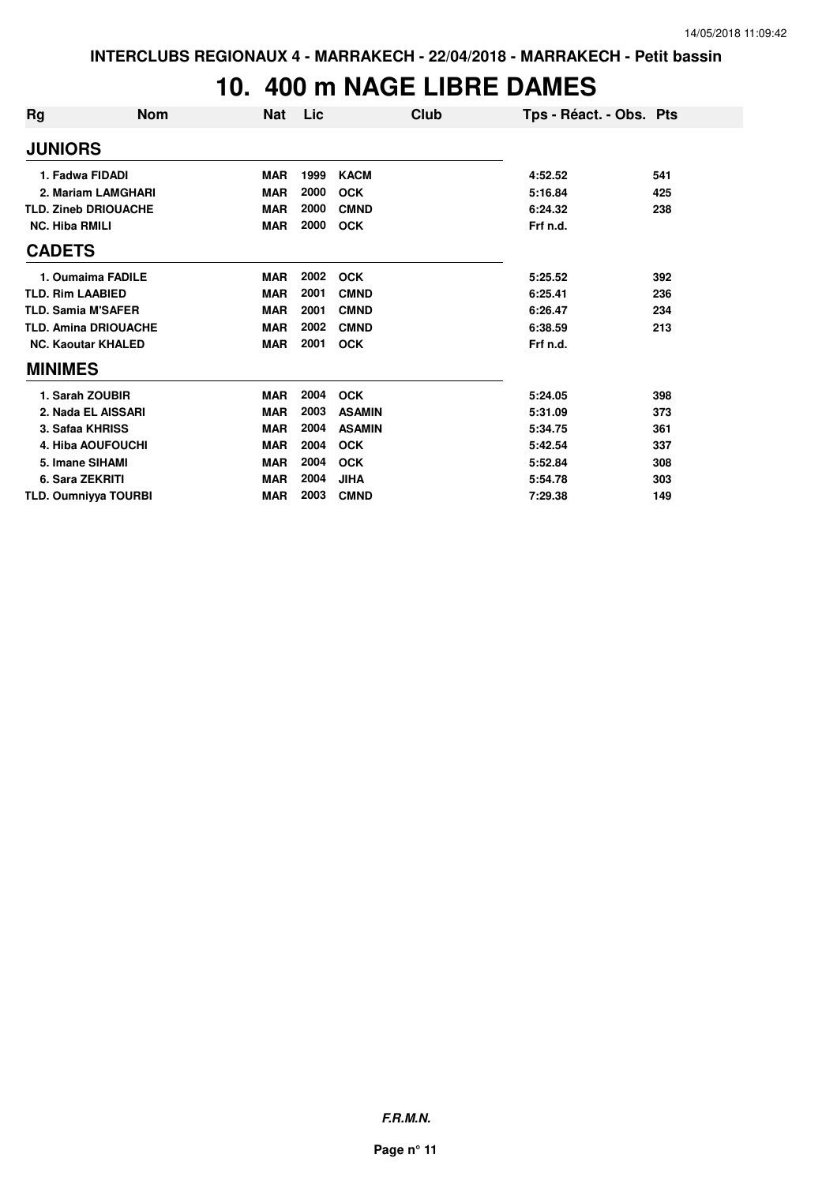# 10. 400 m NAGE LIBRE DAMES

| Rg | Nom | Nat | Lic | Club | Tps - Réact. - Obs. | Pts |
|---|---|---|---|---|---|---|
| **JUNIORS** | | | | | | |
| 1. Fadwa FIDADI | | MAR | 1999 | KACM | 4:52.52 | 541 |
| 2. Mariam LAMGHARI | | MAR | 2000 | OCK | 5:16.84 | 425 |
| TLD. Zineb DRIOUACHE | | MAR | 2000 | CMND | 6:24.32 | 238 |
| NC. Hiba RMILI | | MAR | 2000 | OCK | Frf n.d. | |
| **CADETS** | | | | | | |
| 1. Oumaima FADILE | | MAR | 2002 | OCK | 5:25.52 | 392 |
| TLD. Rim LAABIED | | MAR | 2001 | CMND | 6:25.41 | 236 |
| TLD. Samia M'SAFER | | MAR | 2001 | CMND | 6:26.47 | 234 |
| TLD. Amina DRIOUACHE | | MAR | 2002 | CMND | 6:38.59 | 213 |
| NC. Kaoutar KHALED | | MAR | 2001 | OCK | Frf n.d. | |
| **MINIMES** | | | | | | |
| 1. Sarah ZOUBIR | | MAR | 2004 | OCK | 5:24.05 | 398 |
| 2. Nada EL AISSARI | | MAR | 2003 | ASAMIN | 5:31.09 | 373 |
| 3. Safaa KHRISS | | MAR | 2004 | ASAMIN | 5:34.75 | 361 |
| 4. Hiba AOUFOUCHI | | MAR | 2004 | OCK | 5:42.54 | 337 |
| 5. Imane SIHAMI | | MAR | 2004 | OCK | 5:52.84 | 308 |
| 6. Sara ZEKRITI | | MAR | 2004 | JIHA | 5:54.78 | 303 |
| TLD. Oumniyya TOURBI | | MAR | 2003 | CMND | 7:29.38 | 149 |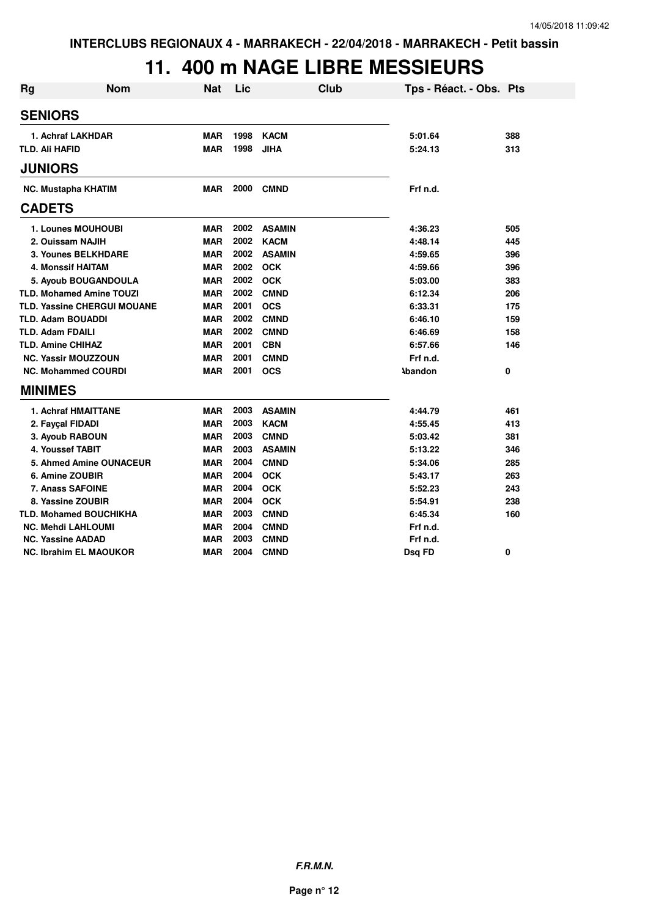INTERCLUBS REGIONAUX 4 - MARRAKECH - 22/04/2018 - MARRAKECH - Petit bassin

# 11. 400 m NAGE LIBRE MESSIEURS

| Rg | Nom | Nat | Lic | Club | Tps - Réact. - Obs. | Pts |
|---|---|---|---|---|---|---|
| **SENIORS** | | | | | | |
| 1. Achraf LAKHDAR | | MAR | 1998 | KACM | 5:01.64 | 388 |
| TLD. Ali HAFID | | MAR | 1998 | JIHA | 5:24.13 | 313 |
| **JUNIORS** | | | | | | |
| NC. Mustapha KHATIM | | MAR | 2000 | CMND | Frf n.d. | |
| **CADETS** | | | | | | |
| 1. Lounes MOUHOUBI | | MAR | 2002 | ASAMIN | 4:36.23 | 505 |
| 2. Ouissam NAJIH | | MAR | 2002 | KACM | 4:48.14 | 445 |
| 3. Younes BELKHDARE | | MAR | 2002 | ASAMIN | 4:59.65 | 396 |
| 4. Monssif HAITAM | | MAR | 2002 | OCK | 4:59.66 | 396 |
| 5. Ayoub BOUGANDOULA | | MAR | 2002 | OCK | 5:03.00 | 383 |
| TLD. Mohamed Amine TOUZI | | MAR | 2002 | CMND | 6:12.34 | 206 |
| TLD. Yassine CHERGUI MOUANE | | MAR | 2001 | OCS | 6:33.31 | 175 |
| TLD. Adam BOUADDI | | MAR | 2002 | CMND | 6:46.10 | 159 |
| TLD. Adam FDAILI | | MAR | 2002 | CMND | 6:46.69 | 158 |
| TLD. Amine CHIHAZ | | MAR | 2001 | CBN | 6:57.66 | 146 |
| NC. Yassir MOUZZOUN | | MAR | 2001 | CMND | Frf n.d. | |
| NC. Mohammed COURDI | | MAR | 2001 | OCS | Abandon | 0 |
| **MINIMES** | | | | | | |
| 1. Achraf HMAITTANE | | MAR | 2003 | ASAMIN | 4:44.79 | 461 |
| 2. Fayçal FIDADI | | MAR | 2003 | KACM | 4:55.45 | 413 |
| 3. Ayoub RABOUN | | MAR | 2003 | CMND | 5:03.42 | 381 |
| 4. Youssef TABIT | | MAR | 2003 | ASAMIN | 5:13.22 | 346 |
| 5. Ahmed Amine OUNACEUR | | MAR | 2004 | CMND | 5:34.06 | 285 |
| 6. Amine ZOUBIR | | MAR | 2004 | OCK | 5:43.17 | 263 |
| 7. Anass SAFOINE | | MAR | 2004 | OCK | 5:52.23 | 243 |
| 8. Yassine ZOUBIR | | MAR | 2004 | OCK | 5:54.91 | 238 |
| TLD. Mohamed BOUCHIKHA | | MAR | 2003 | CMND | 6:45.34 | 160 |
| NC. Mehdi LAHLOUMI | | MAR | 2004 | CMND | Frf n.d. | |
| NC. Yassine AADAD | | MAR | 2003 | CMND | Frf n.d. | |
| NC. Ibrahim EL MAOUKOR | | MAR | 2004 | CMND | Dsq FD | 0 |

**F.R.M.N.**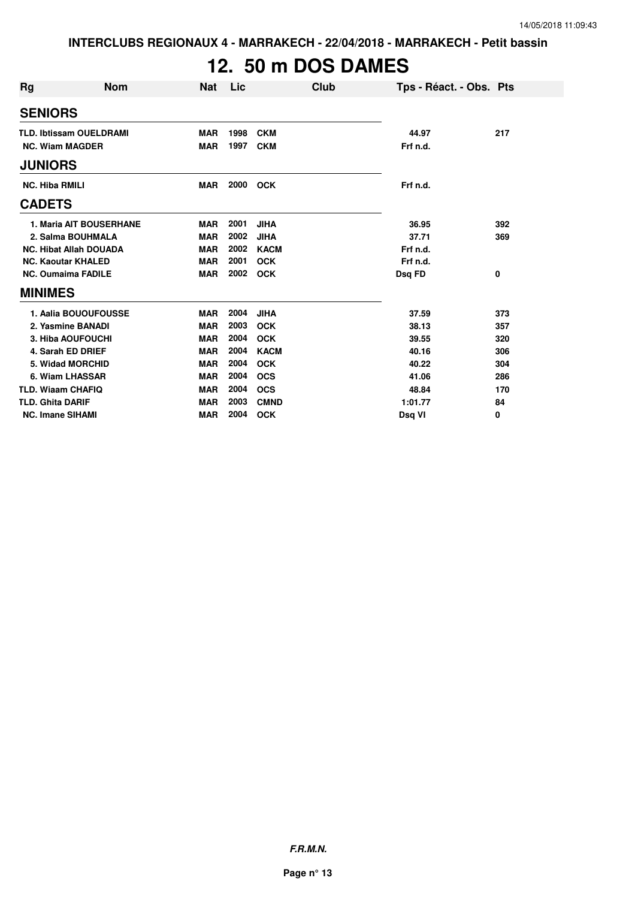INTERCLUBS REGIONAUX 4 - MARRAKECH - 22/04/2018 - MARRAKECH - Petit bassin

# 12. 50 m DOS DAMES

| Rg | Nom | Nat | Lic | Club | Tps - Réact. - Obs. | Pts |
|---|---|---|---|---|---|---|
| **SENIORS** | | | | | | |
| TLD. | Ibtissam OUELDRAMI | MAR | 1998 | CKM | 44.97 | 217 |
| NC. | Wiam MAGDER | MAR | 1997 | CKM | Frf n.d. | |
| **JUNIORS** | | | | | | |
| NC. | Hiba RMILI | MAR | 2000 | OCK | Frf n.d. | |
| **CADETS** | | | | | | |
| 1. | Maria AIT BOUSERHANE | MAR | 2001 | JIHA | 36.95 | 392 |
| 2. | Salma BOUHMALA | MAR | 2002 | JIHA | 37.71 | 369 |
| NC. | Hibat Allah DOUADA | MAR | 2002 | KACM | Frf n.d. | |
| NC. | Kaoutar KHALED | MAR | 2001 | OCK | Frf n.d. | |
| NC. | Oumaima FADILE | MAR | 2002 | OCK | Dsq FD | 0 |
| **MINIMES** | | | | | | |
| 1. | Aalia BOUOUFOUSSE | MAR | 2004 | JIHA | 37.59 | 373 |
| 2. | Yasmine BANADI | MAR | 2003 | OCK | 38.13 | 357 |
| 3. | Hiba AOUFOUCHI | MAR | 2004 | OCK | 39.55 | 320 |
| 4. | Sarah ED DRIEF | MAR | 2004 | KACM | 40.16 | 306 |
| 5. | Widad MORCHID | MAR | 2004 | OCK | 40.22 | 304 |
| 6. | Wiam LHASSAR | MAR | 2004 | OCS | 41.06 | 286 |
| TLD. | Wiaam CHAFIQ | MAR | 2004 | OCS | 48.84 | 170 |
| TLD. | Ghita DARIF | MAR | 2003 | CMND | 1:01.77 | 84 |
| NC. | Imane SIHAMI | MAR | 2004 | OCK | Dsq VI | 0 |

*F.R.M.N.*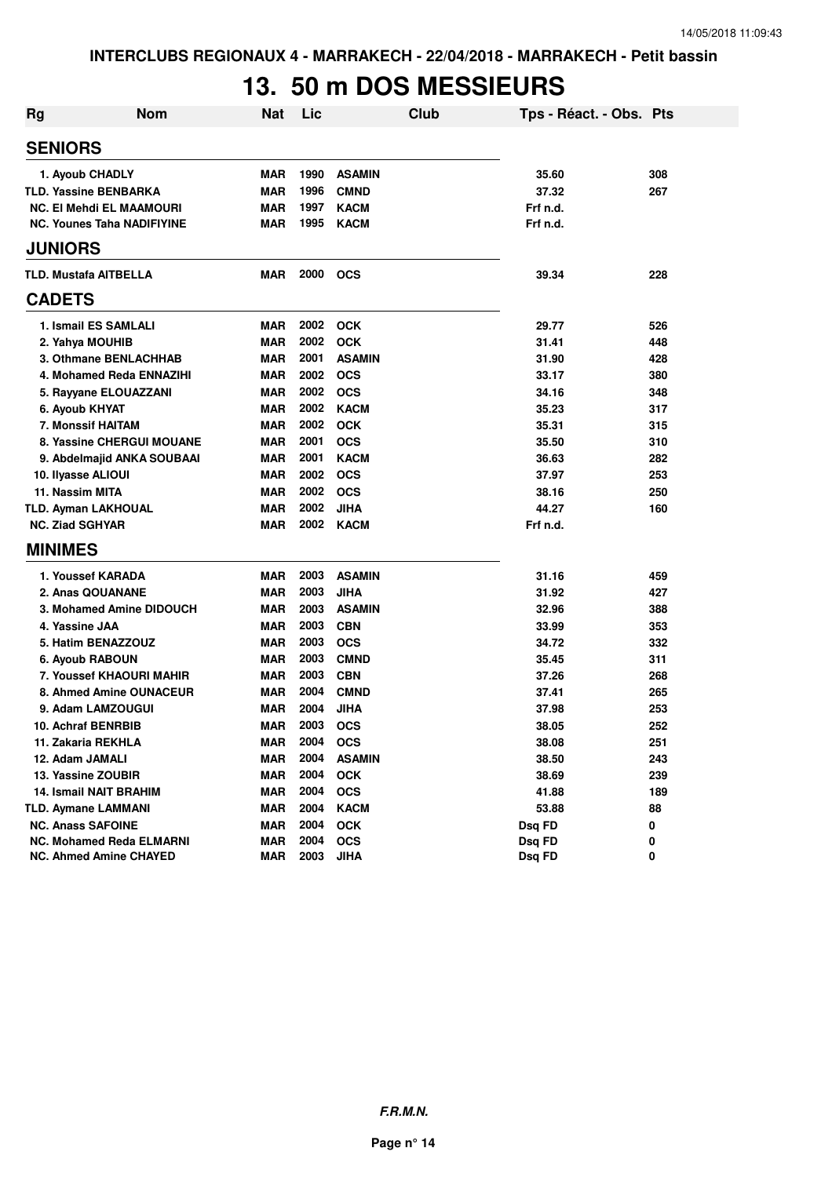INTERCLUBS REGIONAUX 4 - MARRAKECH - 22/04/2018 - MARRAKECH - Petit bassin

# 13. 50 m DOS MESSIEURS

| Rg | Nom | Nat | Lic | Club | Tps - Réact. - Obs. | Pts |
|---|---|---|---|---|---|---|
| **SENIORS** | | | | | | |
| 1. | Ayoub CHADLY | MAR | 1990 | ASAMIN | 35.60 | 308 |
| TLD. | Yassine BENBARKA | MAR | 1996 | CMND | 37.32 | 267 |
| NC. | El Mehdi EL MAAMOURI | MAR | 1997 | KACM | Frf n.d. | |
| NC. | Younes Taha NADIFIYINE | MAR | 1995 | KACM | Frf n.d. | |
| **JUNIORS** | | | | | | |
| TLD. | Mustafa AITBELLA | MAR | 2000 | OCS | 39.34 | 228 |
| **CADETS** | | | | | | |
| 1. | Ismail ES SAMLALI | MAR | 2002 | OCK | 29.77 | 526 |
| 2. | Yahya MOUHIB | MAR | 2002 | OCK | 31.41 | 448 |
| 3. | Othmane BENLACHHAB | MAR | 2001 | ASAMIN | 31.90 | 428 |
| 4. | Mohamed Reda ENNAZIHI | MAR | 2002 | OCS | 33.17 | 380 |
| 5. | Rayyane ELOUAZZANI | MAR | 2002 | OCS | 34.16 | 348 |
| 6. | Ayoub KHYAT | MAR | 2002 | KACM | 35.23 | 317 |
| 7. | Monssif HAITAM | MAR | 2002 | OCK | 35.31 | 315 |
| 8. | Yassine CHERGUI MOUANE | MAR | 2001 | OCS | 35.50 | 310 |
| 9. | Abdelmajid ANKA SOUBAAI | MAR | 2001 | KACM | 36.63 | 282 |
| 10. | Ilyasse ALIOUI | MAR | 2002 | OCS | 37.97 | 253 |
| 11. | Nassim MITA | MAR | 2002 | OCS | 38.16 | 250 |
| TLD. | Ayman LAKHOUAL | MAR | 2002 | JIHA | 44.27 | 160 |
| NC. | Ziad SGHYAR | MAR | 2002 | KACM | Frf n.d. | |
| **MINIMES** | | | | | | |
| 1. | Youssef KARADA | MAR | 2003 | ASAMIN | 31.16 | 459 |
| 2. | Anas QOUANANE | MAR | 2003 | JIHA | 31.92 | 427 |
| 3. | Mohamed Amine DIDOUCH | MAR | 2003 | ASAMIN | 32.96 | 388 |
| 4. | Yassine JAA | MAR | 2003 | CBN | 33.99 | 353 |
| 5. | Hatim BENAZZOUZ | MAR | 2003 | OCS | 34.72 | 332 |
| 6. | Ayoub RABOUN | MAR | 2003 | CMND | 35.45 | 311 |
| 7. | Youssef KHAOURI MAHIR | MAR | 2003 | CBN | 37.26 | 268 |
| 8. | Ahmed Amine OUNACEUR | MAR | 2004 | CMND | 37.41 | 265 |
| 9. | Adam LAMZOUGUI | MAR | 2004 | JIHA | 37.98 | 253 |
| 10. | Achraf BENRBIB | MAR | 2003 | OCS | 38.05 | 252 |
| 11. | Zakaria REKHLA | MAR | 2004 | OCS | 38.08 | 251 |
| 12. | Adam JAMALI | MAR | 2004 | ASAMIN | 38.50 | 243 |
| 13. | Yassine ZOUBIR | MAR | 2004 | OCK | 38.69 | 239 |
| 14. | Ismail NAIT BRAHIM | MAR | 2004 | OCS | 41.88 | 189 |
| TLD. | Aymane LAMMANI | MAR | 2004 | KACM | 53.88 | 88 |
| NC. | Anass SAFOINE | MAR | 2004 | OCK | Dsq FD | 0 |
| NC. | Mohamed Reda ELMARNI | MAR | 2004 | OCS | Dsq FD | 0 |
| NC. | Ahmed Amine CHAYED | MAR | 2003 | JIHA | Dsq FD | 0 |

*F.R.M.N.*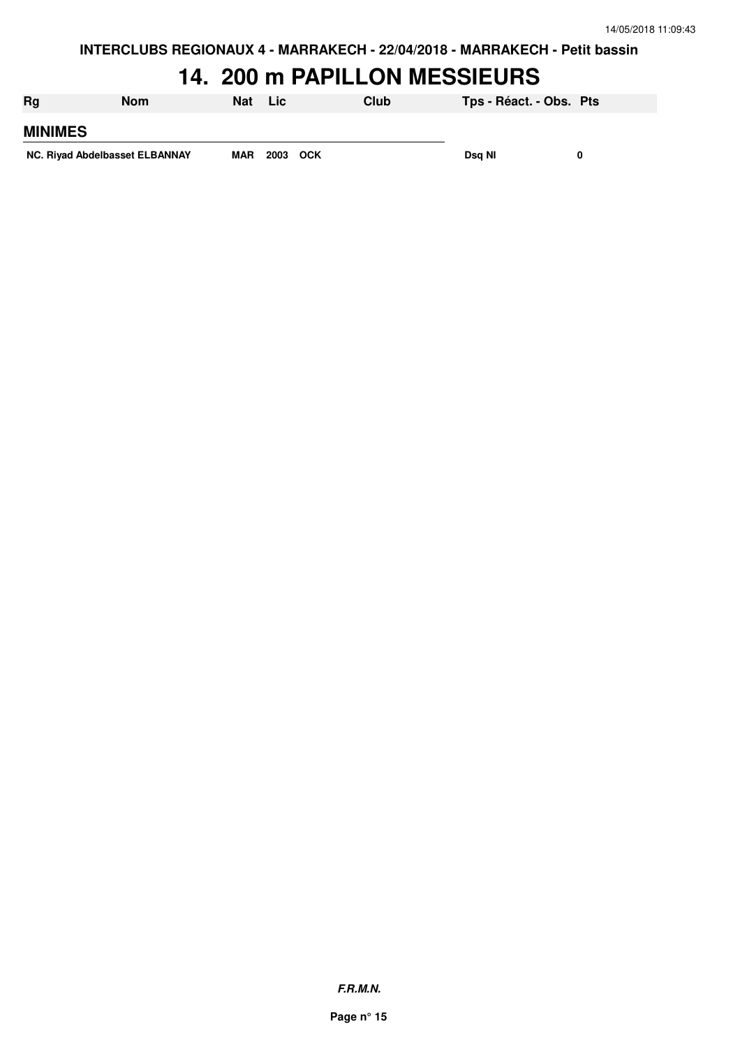INTERCLUBS REGIONAUX 4 - MARRAKECH - 22/04/2018 - MARRAKECH - Petit bassin

# 14. 200 m PAPILLON MESSIEURS

| Rg | Nom | Nat | Lic | Club | Tps - Réact. - Obs. | Pts |
|---|---|---|---|---|---|---|
| **MINIMES** | | | | | | |
| NC. | Riyad Abdelbasset ELBANNAY | MAR | 2003 | OCK | Dsq NI | 0 |

*F.R.M.N.*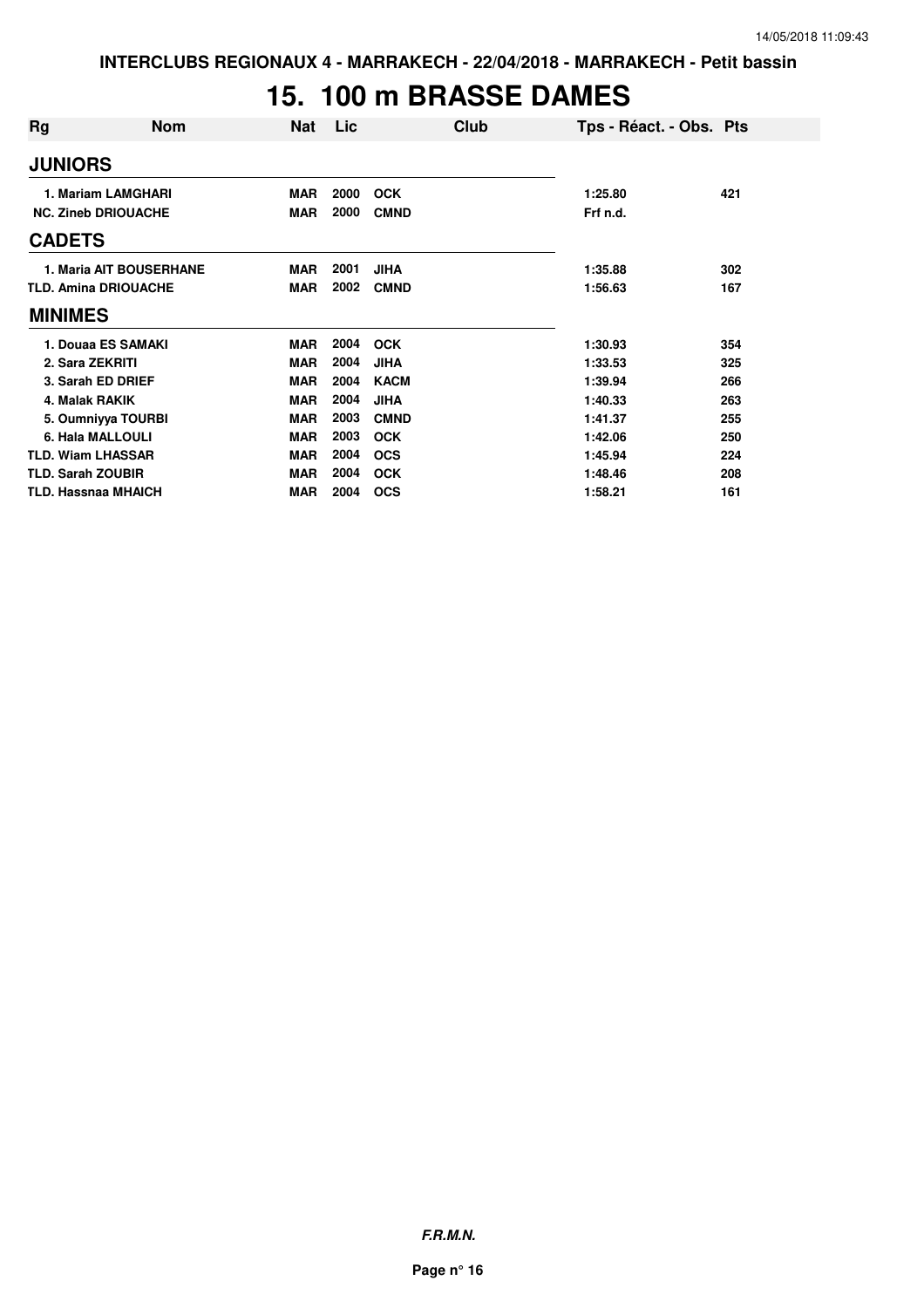# 15. 100 m BRASSE DAMES

| Rg | Nom | Nat | Lic | Club | Tps - Réact. - Obs. | Pts |
|---|---|---|---|---|---|---|
| **JUNIORS** | | | | | | |
| 1. | Mariam LAMGHARI | MAR | 2000 | OCK | 1:25.80 | 421 |
| NC. | Zineb DRIOUACHE | MAR | 2000 | CMND | Frf n.d. | |
| **CADETS** | | | | | | |
| 1. | Maria AIT BOUSERHANE | MAR | 2001 | JIHA | 1:35.88 | 302 |
| TLD. | Amina DRIOUACHE | MAR | 2002 | CMND | 1:56.63 | 167 |
| **MINIMES** | | | | | | |
| 1. | Douaa ES SAMAKI | MAR | 2004 | OCK | 1:30.93 | 354 |
| 2. | Sara ZEKRITI | MAR | 2004 | JIHA | 1:33.53 | 325 |
| 3. | Sarah ED DRIEF | MAR | 2004 | KACM | 1:39.94 | 266 |
| 4. | Malak RAKIK | MAR | 2004 | JIHA | 1:40.33 | 263 |
| 5. | Oumniyya TOURBI | MAR | 2003 | CMND | 1:41.37 | 255 |
| 6. | Hala MALLOULI | MAR | 2003 | OCK | 1:42.06 | 250 |
| TLD. | Wiam LHASSAR | MAR | 2004 | OCS | 1:45.94 | 224 |
| TLD. | Sarah ZOUBIR | MAR | 2004 | OCK | 1:48.46 | 208 |
| TLD. | Hassnaa MHAICH | MAR | 2004 | OCS | 1:58.21 | 161 |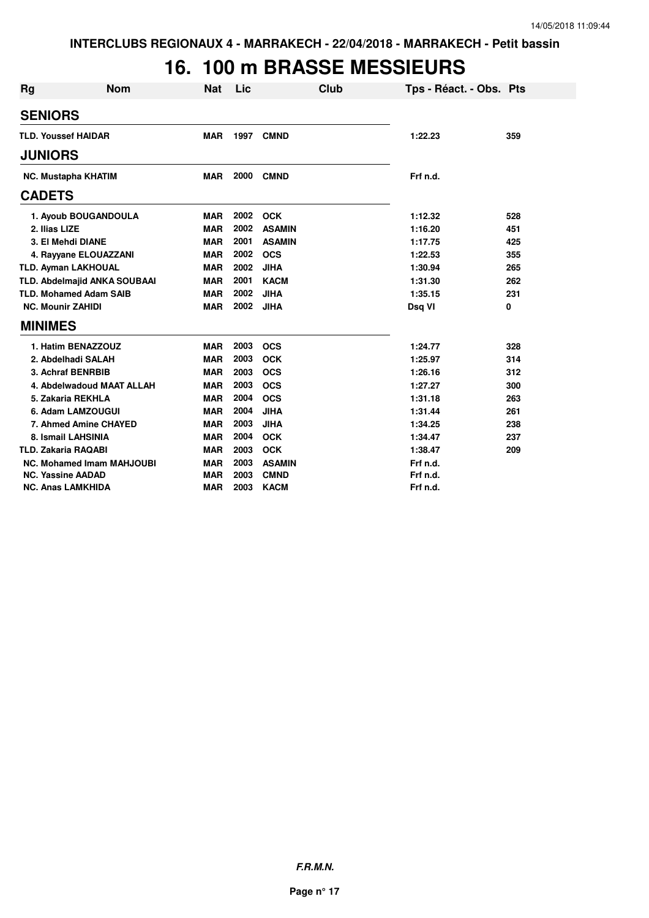INTERCLUBS REGIONAUX 4 - MARRAKECH - 22/04/2018 - MARRAKECH - Petit bassin

# 16. 100 m BRASSE MESSIEURS

| Rg | Nom | Nat | Lic | Club | Tps - Réact. - Obs. | Pts |
|---|---|---|---|---|---|---|
| **SENIORS** | | | | | | |
| TLD. | Youssef HAIDAR | MAR | 1997 | CMND | 1:22.23 | 359 |
| **JUNIORS** | | | | | | |
| NC. | Mustapha KHATIM | MAR | 2000 | CMND | Frf n.d. | |
| **CADETS** | | | | | | |
| 1. | Ayoub BOUGANDOULA | MAR | 2002 | OCK | 1:12.32 | 528 |
| 2. | Ilias LIZE | MAR | 2002 | ASAMIN | 1:16.20 | 451 |
| 3. | El Mehdi DIANE | MAR | 2001 | ASAMIN | 1:17.75 | 425 |
| 4. | Rayyane ELOUAZZANI | MAR | 2002 | OCS | 1:22.53 | 355 |
| TLD. | Ayman LAKHOUAL | MAR | 2002 | JIHA | 1:30.94 | 265 |
| TLD. | Abdelmajid ANKA SOUBAAI | MAR | 2001 | KACM | 1:31.30 | 262 |
| TLD. | Mohamed Adam SAIB | MAR | 2002 | JIHA | 1:35.15 | 231 |
| NC. | Mounir ZAHIDI | MAR | 2002 | JIHA | Dsq VI | 0 |
| **MINIMES** | | | | | | |
| 1. | Hatim BENAZZOUZ | MAR | 2003 | OCS | 1:24.77 | 328 |
| 2. | Abdelhadi SALAH | MAR | 2003 | OCK | 1:25.97 | 314 |
| 3. | Achraf BENRBIB | MAR | 2003 | OCS | 1:26.16 | 312 |
| 4. | Abdelwadoud MAAT ALLAH | MAR | 2003 | OCS | 1:27.27 | 300 |
| 5. | Zakaria REKHLA | MAR | 2004 | OCS | 1:31.18 | 263 |
| 6. | Adam LAMZOUGUI | MAR | 2004 | JIHA | 1:31.44 | 261 |
| 7. | Ahmed Amine CHAYED | MAR | 2003 | JIHA | 1:34.25 | 238 |
| 8. | Ismail LAHSINIA | MAR | 2004 | OCK | 1:34.47 | 237 |
| TLD. | Zakaria RAQABI | MAR | 2003 | OCK | 1:38.47 | 209 |
| NC. | Mohamed Imam MAHJOUBI | MAR | 2003 | ASAMIN | Frf n.d. | |
| NC. | Yassine AADAD | MAR | 2003 | CMND | Frf n.d. | |
| NC. | Anas LAMKHIDA | MAR | 2003 | KACM | Frf n.d. | |

*F.R.M.N.*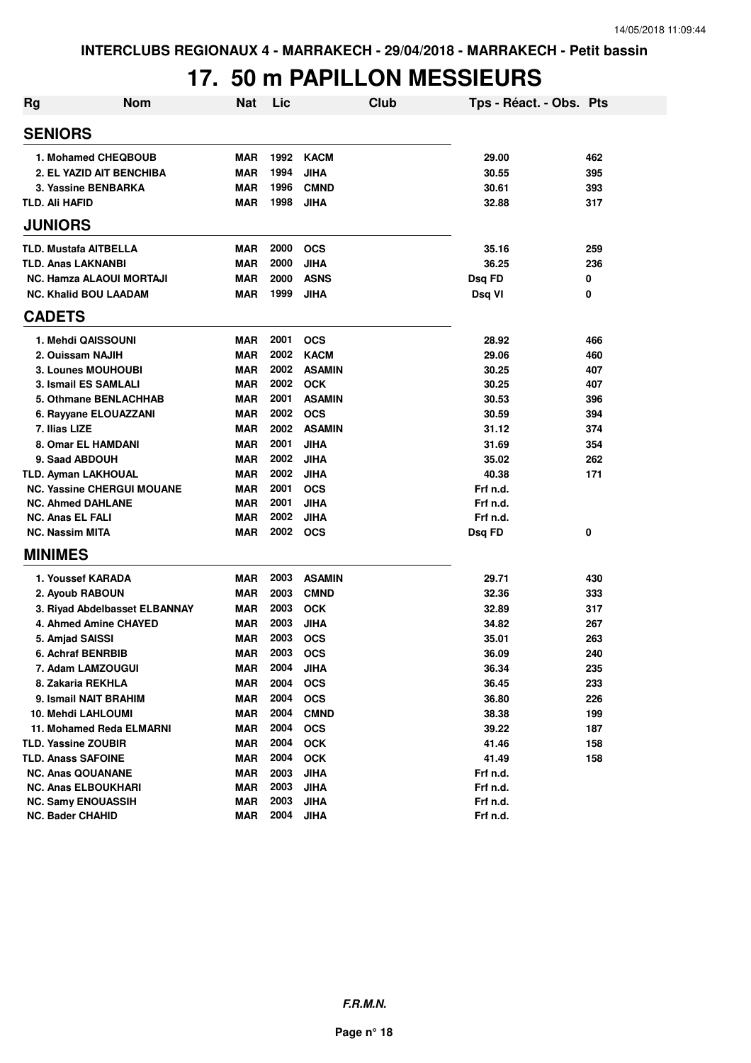INTERCLUBS REGIONAUX 4 - MARRAKECH - 29/04/2018 - MARRAKECH - Petit bassin

# 17. 50 m PAPILLON MESSIEURS

| Rg | Nom | Nat | Lic | Club | Tps - Réact. - Obs. | Pts |
|---|---|---|---|---|---|---|
| **SENIORS** | | | | | | |
| 1. | Mohamed CHEQBOUB | MAR | 1992 | KACM | 29.00 | 462 |
| 2. | EL YAZID AIT BENCHIBA | MAR | 1994 | JIHA | 30.55 | 395 |
| 3. | Yassine BENBARKA | MAR | 1996 | CMND | 30.61 | 393 |
| TLD. | Ali HAFID | MAR | 1998 | JIHA | 32.88 | 317 |
| **JUNIORS** | | | | | | |
| TLD. | Mustafa AITBELLA | MAR | 2000 | OCS | 35.16 | 259 |
| TLD. | Anas LAKNANBI | MAR | 2000 | JIHA | 36.25 | 236 |
| NC. | Hamza ALAOUI MORTAJI | MAR | 2000 | ASNS | Dsq FD | 0 |
| NC. | Khalid BOU LAADAM | MAR | 1999 | JIHA | Dsq VI | 0 |
| **CADETS** | | | | | | |
| 1. | Mehdi QAISSOUNI | MAR | 2001 | OCS | 28.92 | 466 |
| 2. | Ouissam NAJIH | MAR | 2002 | KACM | 29.06 | 460 |
| 3. | Lounes MOUHOUBI | MAR | 2002 | ASAMIN | 30.25 | 407 |
| 3. | Ismail ES SAMLALI | MAR | 2002 | OCK | 30.25 | 407 |
| 5. | Othmane BENLACHHAB | MAR | 2001 | ASAMIN | 30.53 | 396 |
| 6. | Rayyane ELOUAZZANI | MAR | 2002 | OCS | 30.59 | 394 |
| 7. | Ilias LIZE | MAR | 2002 | ASAMIN | 31.12 | 374 |
| 8. | Omar EL HAMDANI | MAR | 2001 | JIHA | 31.69 | 354 |
| 9. | Saad ABDOUH | MAR | 2002 | JIHA | 35.02 | 262 |
| TLD. | Ayman LAKHOUAL | MAR | 2002 | JIHA | 40.38 | 171 |
| NC. | Yassine CHERGUI MOUANE | MAR | 2001 | OCS | Frf n.d. | |
| NC. | Ahmed DAHLANE | MAR | 2001 | JIHA | Frf n.d. | |
| NC. | Anas EL FALI | MAR | 2002 | JIHA | Frf n.d. | |
| NC. | Nassim MITA | MAR | 2002 | OCS | Dsq FD | 0 |
| **MINIMES** | | | | | | |
| 1. | Youssef KARADA | MAR | 2003 | ASAMIN | 29.71 | 430 |
| 2. | Ayoub RABOUN | MAR | 2003 | CMND | 32.36 | 333 |
| 3. | Riyad Abdelbasset ELBANNAY | MAR | 2003 | OCK | 32.89 | 317 |
| 4. | Ahmed Amine CHAYED | MAR | 2003 | JIHA | 34.82 | 267 |
| 5. | Amjad SAISSI | MAR | 2003 | OCS | 35.01 | 263 |
| 6. | Achraf BENRBIB | MAR | 2003 | OCS | 36.09 | 240 |
| 7. | Adam LAMZOUGUI | MAR | 2004 | JIHA | 36.34 | 235 |
| 8. | Zakaria REKHLA | MAR | 2004 | OCS | 36.45 | 233 |
| 9. | Ismail NAIT BRAHIM | MAR | 2004 | OCS | 36.80 | 226 |
| 10. | Mehdi LAHLOUMI | MAR | 2004 | CMND | 38.38 | 199 |
| 11. | Mohamed Reda ELMARNI | MAR | 2004 | OCS | 39.22 | 187 |
| TLD. | Yassine ZOUBIR | MAR | 2004 | OCK | 41.46 | 158 |
| TLD. | Anass SAFOINE | MAR | 2004 | OCK | 41.49 | 158 |
| NC. | Anas QOUANANE | MAR | 2003 | JIHA | Frf n.d. | |
| NC. | Anas ELBOUKHARI | MAR | 2003 | JIHA | Frf n.d. | |
| NC. | Samy ENOUASSIH | MAR | 2003 | JIHA | Frf n.d. | |
| NC. | Bader CHAHID | MAR | 2004 | JIHA | Frf n.d. | |

*F.R.M.N.*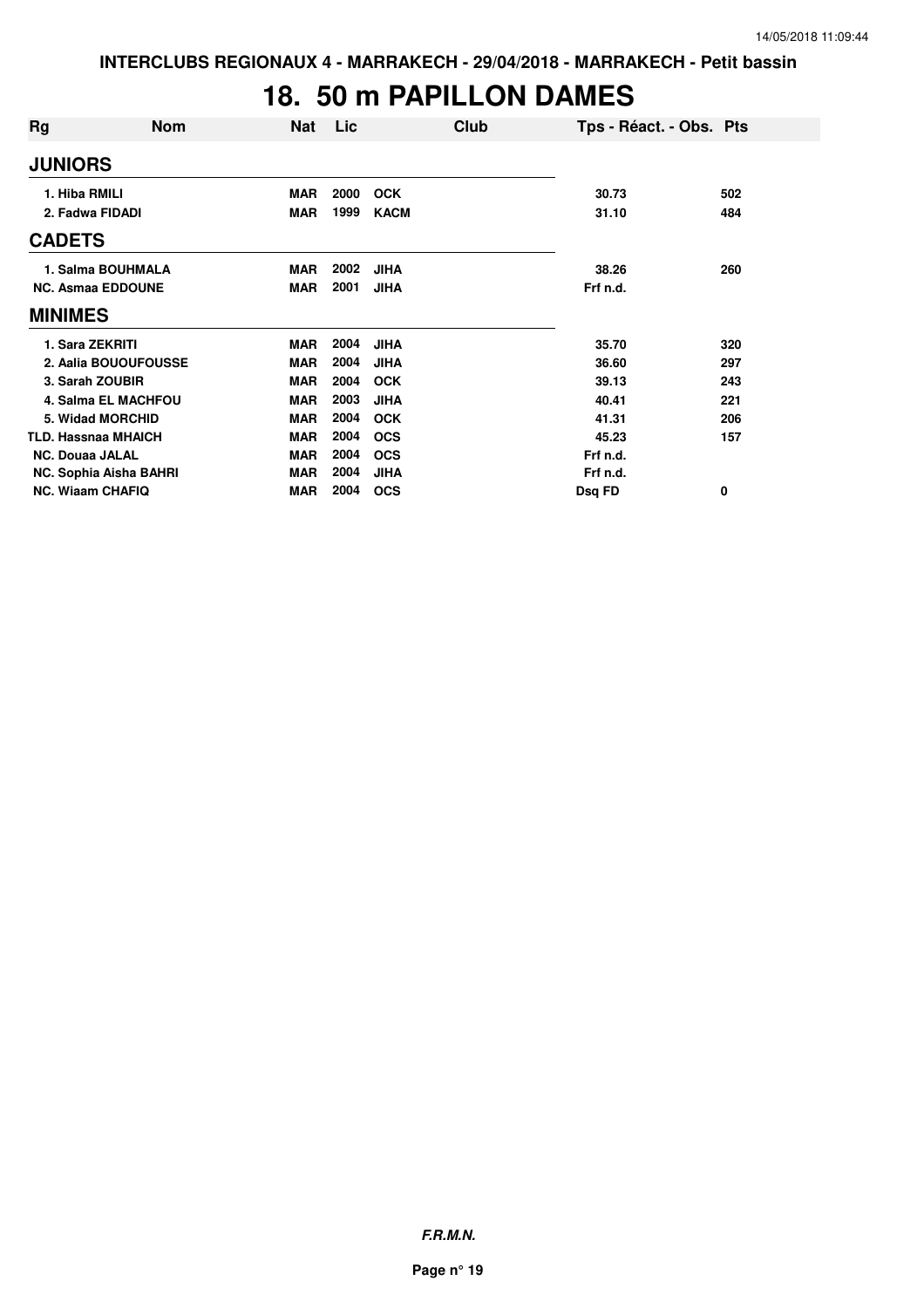# 18. 50 m PAPILLON DAMES

| Rg | Nom | Nat | Lic | Club | Tps - Réact. - Obs. | Pts |
|---|---|---|---|---|---|---|
| **JUNIORS** | | | | | | |
| 1. Hiba RMILI | | MAR | 2000 | OCK | 30.73 | 502 |
| 2. Fadwa FIDADI | | MAR | 1999 | KACM | 31.10 | 484 |
| **CADETS** | | | | | | |
| 1. Salma BOUHMALA | | MAR | 2002 | JIHA | 38.26 | 260 |
| NC. Asmaa EDDOUNE | | MAR | 2001 | JIHA | Frf n.d. | |
| **MINIMES** | | | | | | |
| 1. Sara ZEKRITI | | MAR | 2004 | JIHA | 35.70 | 320 |
| 2. Aalia BOUOUFOUSSE | | MAR | 2004 | JIHA | 36.60 | 297 |
| 3. Sarah ZOUBIR | | MAR | 2004 | OCK | 39.13 | 243 |
| 4. Salma EL MACHFOU | | MAR | 2003 | JIHA | 40.41 | 221 |
| 5. Widad MORCHID | | MAR | 2004 | OCK | 41.31 | 206 |
| TLD. Hassnaa MHAICH | | MAR | 2004 | OCS | 45.23 | 157 |
| NC. Douaa JALAL | | MAR | 2004 | OCS | Frf n.d. | |
| NC. Sophia Aisha BAHRI | | MAR | 2004 | JIHA | Frf n.d. | |
| NC. Wiaam CHAFIQ | | MAR | 2004 | OCS | Dsq FD | 0 |

***F.R.M.N.***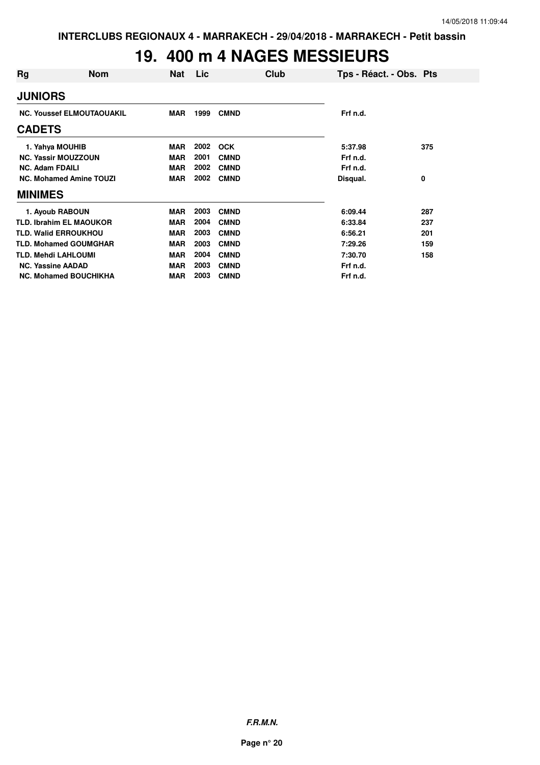# 19. 400 m 4 NAGES MESSIEURS

| Rg | Nom | Nat | Lic | Club | Tps - Réact. - Obs. | Pts |
|---|---|---|---|---|---|---|
| **JUNIORS** | | | | | | |
| NC. | Youssef ELMOUTAOUAKIL | MAR | 1999 | CMND | Frf n.d. | |
| **CADETS** | | | | | | |
| 1. | Yahya MOUHIB | MAR | 2002 | OCK | 5:37.98 | 375 |
| NC. | Yassir MOUZZOUN | MAR | 2001 | CMND | Frf n.d. | |
| NC. | Adam FDAILI | MAR | 2002 | CMND | Frf n.d. | |
| NC. | Mohamed Amine TOUZI | MAR | 2002 | CMND | Disqual. | 0 |
| **MINIMES** | | | | | | |
| 1. | Ayoub RABOUN | MAR | 2003 | CMND | 6:09.44 | 287 |
| TLD. | Ibrahim EL MAOUKOR | MAR | 2004 | CMND | 6:33.84 | 237 |
| TLD. | Walid ERROUKHOU | MAR | 2003 | CMND | 6:56.21 | 201 |
| TLD. | Mohamed GOUMGHAR | MAR | 2003 | CMND | 7:29.26 | 159 |
| TLD. | Mehdi LAHLOUMI | MAR | 2004 | CMND | 7:30.70 | 158 |
| NC. | Yassine AADAD | MAR | 2003 | CMND | Frf n.d. | |
| NC. | Mohamed BOUCHIKHA | MAR | 2003 | CMND | Frf n.d. | |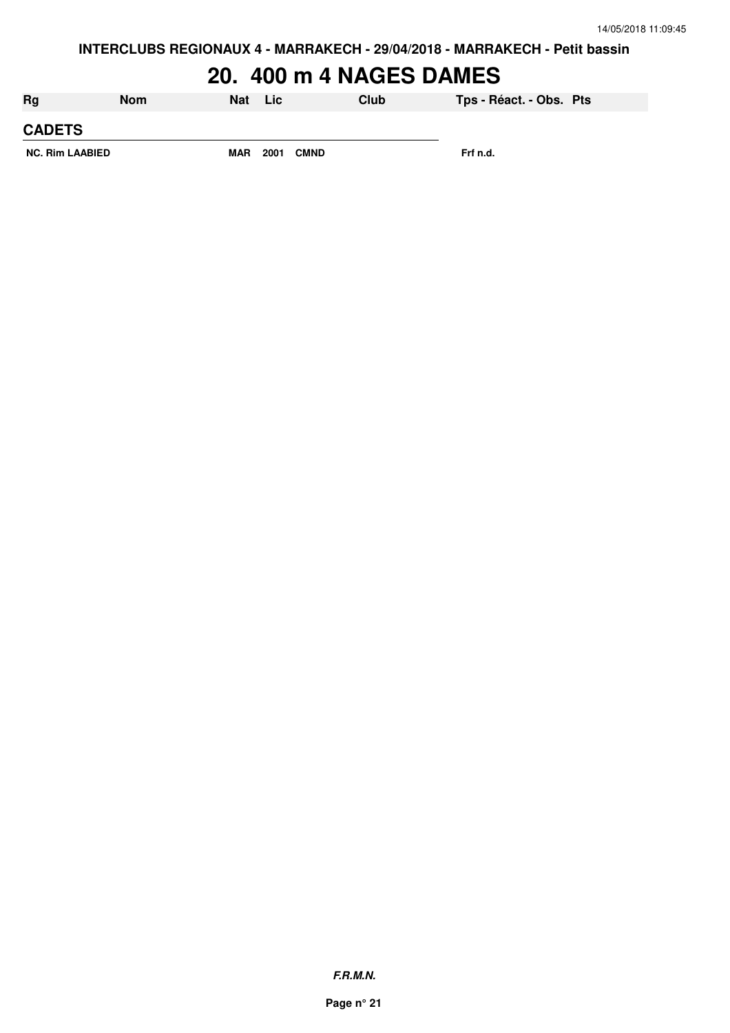**INTERCLUBS REGIONAUX 4 - MARRAKECH - 29/04/2018 - MARRAKECH - Petit bassin**

# 20. 400 m 4 NAGES DAMES

| Rg | Nom | Nat | Lic | Club | Tps - Réact. - Obs. | Pts |
|---|---|---|---|---|---|---|
| **CADETS** | | | | | | |
| NC. | Rim LAABIED | MAR | 2001 | CMND | Frf n.d. | |

***F.R.M.N.***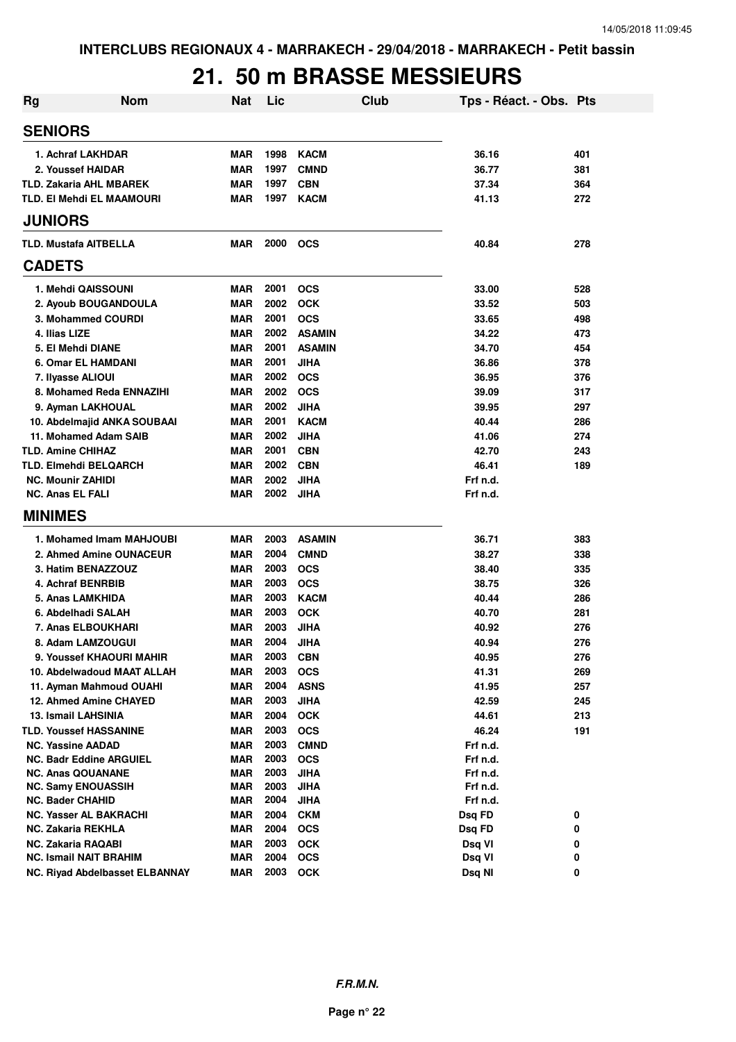INTERCLUBS REGIONAUX 4 - MARRAKECH - 29/04/2018 - MARRAKECH - Petit bassin

# 21. 50 m BRASSE MESSIEURS

| Rg | Nom | Nat | Lic | Club | Tps - Réact. - Obs. | Pts |
|---|---|---|---|---|---|---|
| **SENIORS** | | | | | | |
| 1. Achraf LAKHDAR | | MAR | 1998 | KACM | 36.16 | 401 |
| 2. Youssef HAIDAR | | MAR | 1997 | CMND | 36.77 | 381 |
| TLD. Zakaria AHL MBAREK | | MAR | 1997 | CBN | 37.34 | 364 |
| TLD. El Mehdi EL MAAMOURI | | MAR | 1997 | KACM | 41.13 | 272 |
| **JUNIORS** | | | | | | |
| TLD. Mustafa AITBELLA | | MAR | 2000 | OCS | 40.84 | 278 |
| **CADETS** | | | | | | |
| 1. Mehdi QAISSOUNI | | MAR | 2001 | OCS | 33.00 | 528 |
| 2. Ayoub BOUGANDOULA | | MAR | 2002 | OCK | 33.52 | 503 |
| 3. Mohammed COURDI | | MAR | 2001 | OCS | 33.65 | 498 |
| 4. Ilias LIZE | | MAR | 2002 | ASAMIN | 34.22 | 473 |
| 5. El Mehdi DIANE | | MAR | 2001 | ASAMIN | 34.70 | 454 |
| 6. Omar EL HAMDANI | | MAR | 2001 | JIHA | 36.86 | 378 |
| 7. Ilyasse ALIOUI | | MAR | 2002 | OCS | 36.95 | 376 |
| 8. Mohamed Reda ENNAZIHI | | MAR | 2002 | OCS | 39.09 | 317 |
| 9. Ayman LAKHOUAL | | MAR | 2002 | JIHA | 39.95 | 297 |
| 10. Abdelmajid ANKA SOUBAAI | | MAR | 2001 | KACM | 40.44 | 286 |
| 11. Mohamed Adam SAIB | | MAR | 2002 | JIHA | 41.06 | 274 |
| TLD. Amine CHIHAZ | | MAR | 2001 | CBN | 42.70 | 243 |
| TLD. Elmehdi BELQARCH | | MAR | 2002 | CBN | 46.41 | 189 |
| NC. Mounir ZAHIDI | | MAR | 2002 | JIHA | Frf n.d. | |
| NC. Anas EL FALI | | MAR | 2002 | JIHA | Frf n.d. | |
| **MINIMES** | | | | | | |
| 1. Mohamed Imam MAHJOUBI | | MAR | 2003 | ASAMIN | 36.71 | 383 |
| 2. Ahmed Amine OUNACEUR | | MAR | 2004 | CMND | 38.27 | 338 |
| 3. Hatim BENAZZOUZ | | MAR | 2003 | OCS | 38.40 | 335 |
| 4. Achraf BENRBIB | | MAR | 2003 | OCS | 38.75 | 326 |
| 5. Anas LAMKHIDA | | MAR | 2003 | KACM | 40.44 | 286 |
| 6. Abdelhadi SALAH | | MAR | 2003 | OCK | 40.70 | 281 |
| 7. Anas ELBOUKHARI | | MAR | 2003 | JIHA | 40.92 | 276 |
| 8. Adam LAMZOUGUI | | MAR | 2004 | JIHA | 40.94 | 276 |
| 9. Youssef KHAOURI MAHIR | | MAR | 2003 | CBN | 40.95 | 276 |
| 10. Abdelwadoud MAAT ALLAH | | MAR | 2003 | OCS | 41.31 | 269 |
| 11. Ayman Mahmoud OUAHI | | MAR | 2004 | ASNS | 41.95 | 257 |
| 12. Ahmed Amine CHAYED | | MAR | 2003 | JIHA | 42.59 | 245 |
| 13. Ismail LAHSINIA | | MAR | 2004 | OCK | 44.61 | 213 |
| TLD. Youssef HASSANINE | | MAR | 2003 | OCS | 46.24 | 191 |
| NC. Yassine AADAD | | MAR | 2003 | CMND | Frf n.d. | |
| NC. Badr Eddine ARGUIEL | | MAR | 2003 | OCS | Frf n.d. | |
| NC. Anas QOUANANE | | MAR | 2003 | JIHA | Frf n.d. | |
| NC. Samy ENOUASSIH | | MAR | 2003 | JIHA | Frf n.d. | |
| NC. Bader CHAHID | | MAR | 2004 | JIHA | Frf n.d. | |
| NC. Yasser AL BAKRACHI | | MAR | 2004 | CKM | Dsq FD | 0 |
| NC. Zakaria REKHLA | | MAR | 2004 | OCS | Dsq FD | 0 |
| NC. Zakaria RAQABI | | MAR | 2003 | OCK | Dsq VI | 0 |
| NC. Ismail NAIT BRAHIM | | MAR | 2004 | OCS | Dsq VI | 0 |
| NC. Riyad Abdelbasset ELBANNAY | | MAR | 2003 | OCK | Dsq NI | 0 |

*F.R.M.N.*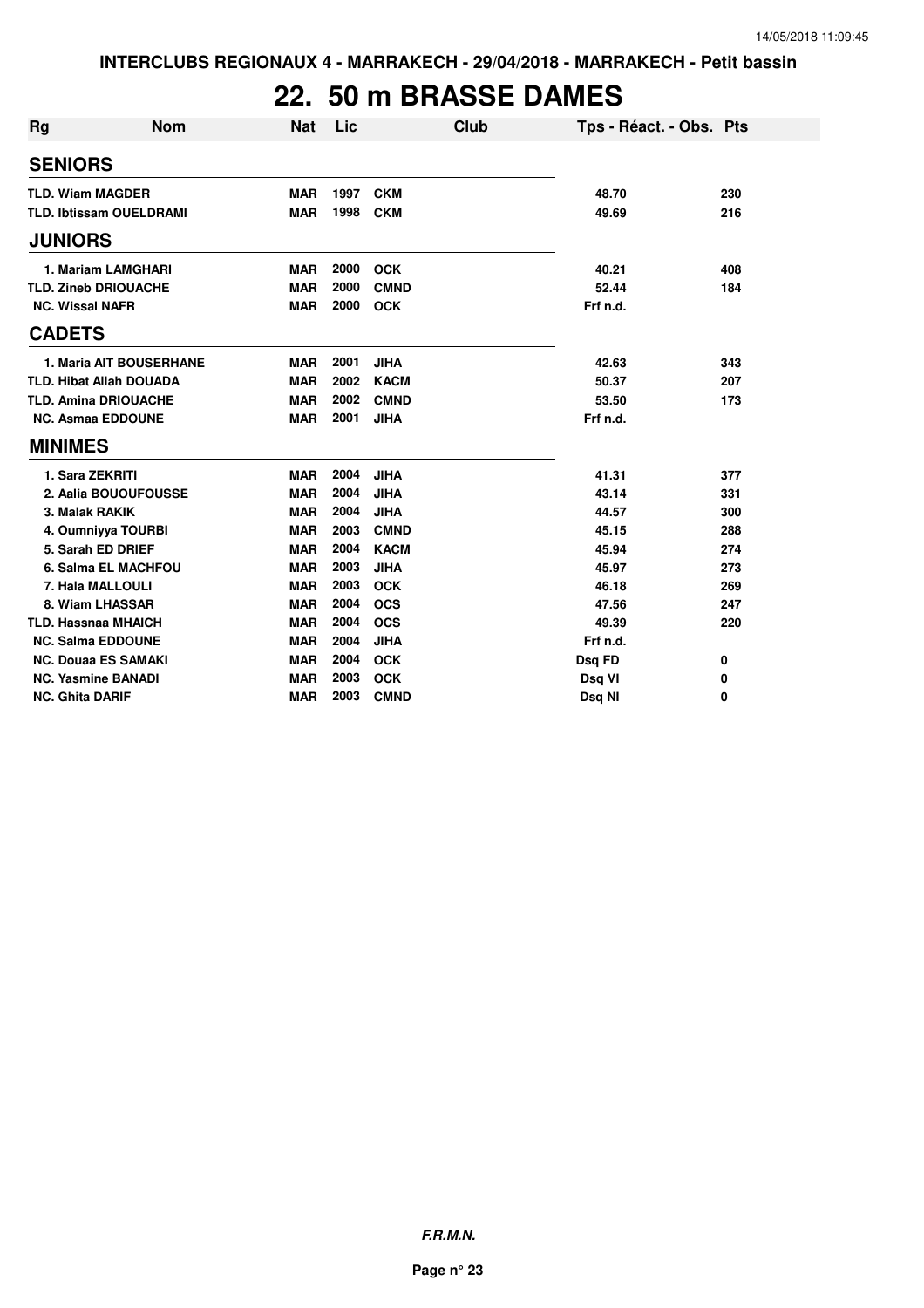# 22. 50 m BRASSE DAMES

| Rg | Nom | Nat | Lic | Club | Tps - Réact. - Obs. | Pts |
|---|---|---|---|---|---|---|
| **SENIORS** | | | | | | |
| TLD. Wiam MAGDER | | MAR | 1997 | CKM | 48.70 | 230 |
| TLD. Ibtissam OUELDRAMI | | MAR | 1998 | CKM | 49.69 | 216 |
| **JUNIORS** | | | | | | |
| 1. Mariam LAMGHARI | | MAR | 2000 | OCK | 40.21 | 408 |
| TLD. Zineb DRIOUACHE | | MAR | 2000 | CMND | 52.44 | 184 |
| NC. Wissal NAFR | | MAR | 2000 | OCK | Frf n.d. | |
| **CADETS** | | | | | | |
| 1. Maria AIT BOUSERHANE | | MAR | 2001 | JIHA | 42.63 | 343 |
| TLD. Hibat Allah DOUADA | | MAR | 2002 | KACM | 50.37 | 207 |
| TLD. Amina DRIOUACHE | | MAR | 2002 | CMND | 53.50 | 173 |
| NC. Asmaa EDDOUNE | | MAR | 2001 | JIHA | Frf n.d. | |
| **MINIMES** | | | | | | |
| 1. Sara ZEKRITI | | MAR | 2004 | JIHA | 41.31 | 377 |
| 2. Aalia BOUOUFOUSSE | | MAR | 2004 | JIHA | 43.14 | 331 |
| 3. Malak RAKIK | | MAR | 2004 | JIHA | 44.57 | 300 |
| 4. Oumniyya TOURBI | | MAR | 2003 | CMND | 45.15 | 288 |
| 5. Sarah ED DRIEF | | MAR | 2004 | KACM | 45.94 | 274 |
| 6. Salma EL MACHFOU | | MAR | 2003 | JIHA | 45.97 | 273 |
| 7. Hala MALLOULI | | MAR | 2003 | OCK | 46.18 | 269 |
| 8. Wiam LHASSAR | | MAR | 2004 | OCS | 47.56 | 247 |
| TLD. Hassnaa MHAICH | | MAR | 2004 | OCS | 49.39 | 220 |
| NC. Salma EDDOUNE | | MAR | 2004 | JIHA | Frf n.d. | |
| NC. Douaa ES SAMAKI | | MAR | 2004 | OCK | Dsq FD | 0 |
| NC. Yasmine BANADI | | MAR | 2003 | OCK | Dsq VI | 0 |
| NC. Ghita DARIF | | MAR | 2003 | CMND | Dsq NI | 0 |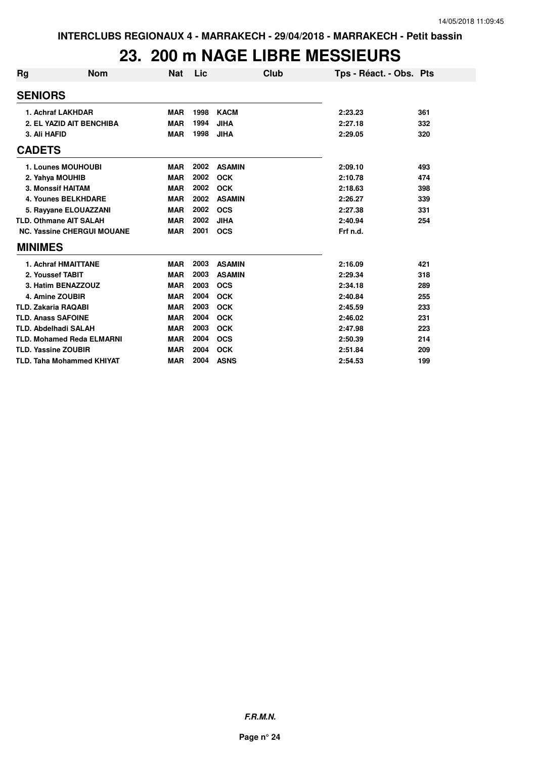# 23. 200 m NAGE LIBRE MESSIEURS

| Rg | Nom | Nat | Lic | Club | Tps - Réact. - Obs. | Pts |
|---|---|---|---|---|---|---|
| **SENIORS** | | | | | | |
| 1. | Achraf LAKHDAR | MAR | 1998 | KACM | 2:23.23 | 361 |
| 2. | EL YAZID AIT BENCHIBA | MAR | 1994 | JIHA | 2:27.18 | 332 |
| 3. | Ali HAFID | MAR | 1998 | JIHA | 2:29.05 | 320 |
| **CADETS** | | | | | | |
| 1. | Lounes MOUHOUBI | MAR | 2002 | ASAMIN | 2:09.10 | 493 |
| 2. | Yahya MOUHIB | MAR | 2002 | OCK | 2:10.78 | 474 |
| 3. | Monssif HAITAM | MAR | 2002 | OCK | 2:18.63 | 398 |
| 4. | Younes BELKHDARE | MAR | 2002 | ASAMIN | 2:26.27 | 339 |
| 5. | Rayyane ELOUAZZANI | MAR | 2002 | OCS | 2:27.38 | 331 |
| TLD. | Othmane AIT SALAH | MAR | 2002 | JIHA | 2:40.94 | 254 |
| NC. | Yassine CHERGUI MOUANE | MAR | 2001 | OCS | Frf n.d. | |
| **MINIMES** | | | | | | |
| 1. | Achraf HMAITTANE | MAR | 2003 | ASAMIN | 2:16.09 | 421 |
| 2. | Youssef TABIT | MAR | 2003 | ASAMIN | 2:29.34 | 318 |
| 3. | Hatim BENAZZOUZ | MAR | 2003 | OCS | 2:34.18 | 289 |
| 4. | Amine ZOUBIR | MAR | 2004 | OCK | 2:40.84 | 255 |
| TLD. | Zakaria RAQABI | MAR | 2003 | OCK | 2:45.59 | 233 |
| TLD. | Anass SAFOINE | MAR | 2004 | OCK | 2:46.02 | 231 |
| TLD. | Abdelhadi SALAH | MAR | 2003 | OCK | 2:47.98 | 223 |
| TLD. | Mohamed Reda ELMARNI | MAR | 2004 | OCS | 2:50.39 | 214 |
| TLD. | Yassine ZOUBIR | MAR | 2004 | OCK | 2:51.84 | 209 |
| TLD. | Taha Mohammed KHIYAT | MAR | 2004 | ASNS | 2:54.53 | 199 |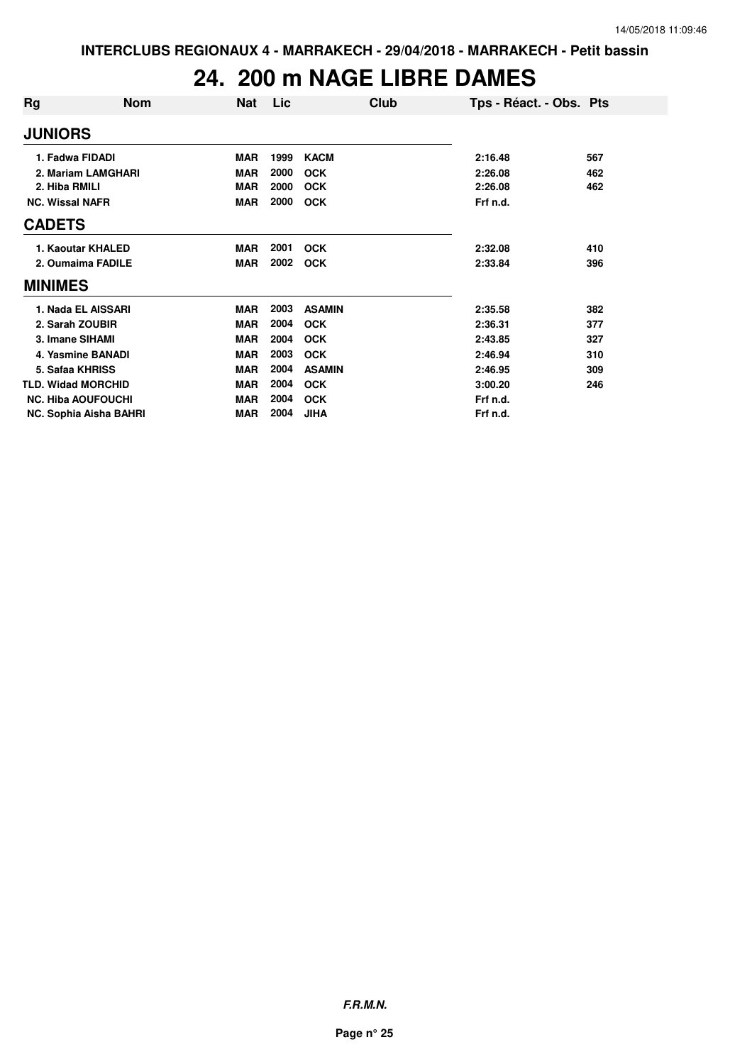INTERCLUBS REGIONAUX 4 - MARRAKECH - 29/04/2018 - MARRAKECH - Petit bassin

# 24. 200 m NAGE LIBRE DAMES

| Rg | Nom | Nat | Lic | Club | Tps - Réact. - Obs. | Pts |
|---|---|---|---|---|---|---|
| **JUNIORS** | | | | | | |
| 1. | Fadwa FIDADI | MAR | 1999 | KACM | 2:16.48 | 567 |
| 2. | Mariam LAMGHARI | MAR | 2000 | OCK | 2:26.08 | 462 |
| 2. | Hiba RMILI | MAR | 2000 | OCK | 2:26.08 | 462 |
| NC. | Wissal NAFR | MAR | 2000 | OCK | Frf n.d. | |
| **CADETS** | | | | | | |
| 1. | Kaoutar KHALED | MAR | 2001 | OCK | 2:32.08 | 410 |
| 2. | Oumaima FADILE | MAR | 2002 | OCK | 2:33.84 | 396 |
| **MINIMES** | | | | | | |
| 1. | Nada EL AISSARI | MAR | 2003 | ASAMIN | 2:35.58 | 382 |
| 2. | Sarah ZOUBIR | MAR | 2004 | OCK | 2:36.31 | 377 |
| 3. | Imane SIHAMI | MAR | 2004 | OCK | 2:43.85 | 327 |
| 4. | Yasmine BANADI | MAR | 2003 | OCK | 2:46.94 | 310 |
| 5. | Safaa KHRISS | MAR | 2004 | ASAMIN | 2:46.95 | 309 |
| TLD. | Widad MORCHID | MAR | 2004 | OCK | 3:00.20 | 246 |
| NC. | Hiba AOUFOUCHI | MAR | 2004 | OCK | Frf n.d. | |
| NC. | Sophia Aisha BAHRI | MAR | 2004 | JIHA | Frf n.d. | |

*F.R.M.N.*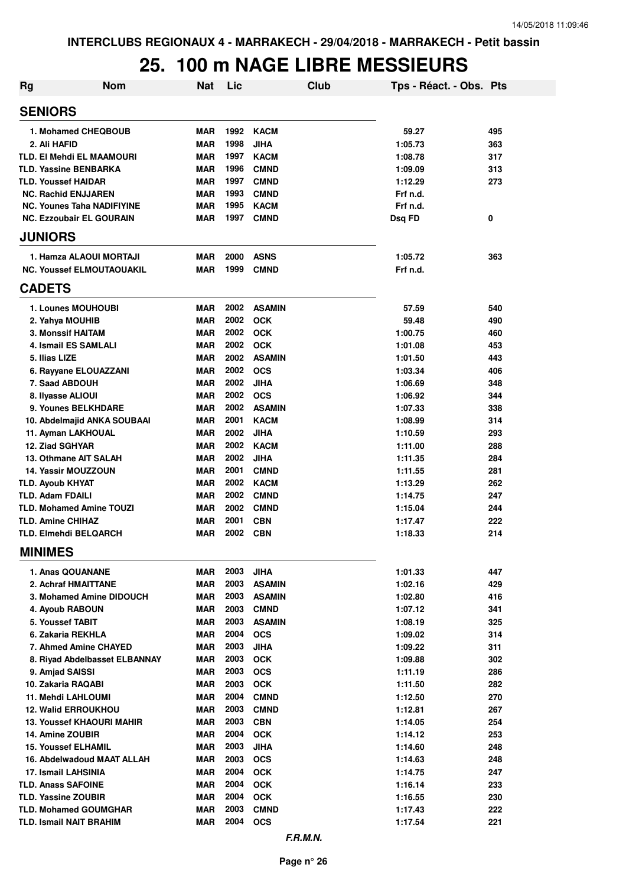INTERCLUBS REGIONAUX 4 - MARRAKECH - 29/04/2018 - MARRAKECH - Petit bassin

# 25. 100 m NAGE LIBRE MESSIEURS

| Rg | Nom | Nat | Lic | Club | Tps - Réact. - Obs. | Pts |
|---|---|---|---|---|---|---|
| **SENIORS** | | | | | | |
| 1. | Mohamed CHEQBOUB | MAR | 1992 | KACM | 59.27 | 495 |
| 2. | Ali HAFID | MAR | 1998 | JIHA | 1:05.73 | 363 |
| TLD. | El Mehdi EL MAAMOURI | MAR | 1997 | KACM | 1:08.78 | 317 |
| TLD. | Yassine BENBARKA | MAR | 1996 | CMND | 1:09.09 | 313 |
| TLD. | Youssef HAIDAR | MAR | 1997 | CMND | 1:12.29 | 273 |
| NC. | Rachid ENJJAREN | MAR | 1993 | CMND | Frf n.d. | |
| NC. | Younes Taha NADIFIYINE | MAR | 1995 | KACM | Frf n.d. | |
| NC. | Ezzoubair EL GOURAIN | MAR | 1997 | CMND | Dsq FD | 0 |
| **JUNIORS** | | | | | | |
| 1. | Hamza ALAOUI MORTAJI | MAR | 2000 | ASNS | 1:05.72 | 363 |
| NC. | Youssef ELMOUTAOUAKIL | MAR | 1999 | CMND | Frf n.d. | |
| **CADETS** | | | | | | |
| 1. | Lounes MOUHOUBI | MAR | 2002 | ASAMIN | 57.59 | 540 |
| 2. | Yahya MOUHIB | MAR | 2002 | OCK | 59.48 | 490 |
| 3. | Monssif HAITAM | MAR | 2002 | OCK | 1:00.75 | 460 |
| 4. | Ismail ES SAMLALI | MAR | 2002 | OCK | 1:01.08 | 453 |
| 5. | Ilias LIZE | MAR | 2002 | ASAMIN | 1:01.50 | 443 |
| 6. | Rayyane ELOUAZZANI | MAR | 2002 | OCS | 1:03.34 | 406 |
| 7. | Saad ABDOUH | MAR | 2002 | JIHA | 1:06.69 | 348 |
| 8. | Ilyasse ALIOUI | MAR | 2002 | OCS | 1:06.92 | 344 |
| 9. | Younes BELKHDARE | MAR | 2002 | ASAMIN | 1:07.33 | 338 |
| 10. | Abdelmajid ANKA SOUBAAI | MAR | 2001 | KACM | 1:08.99 | 314 |
| 11. | Ayman LAKHOUAL | MAR | 2002 | JIHA | 1:10.59 | 293 |
| 12. | Ziad SGHYAR | MAR | 2002 | KACM | 1:11.00 | 288 |
| 13. | Othmane AIT SALAH | MAR | 2002 | JIHA | 1:11.35 | 284 |
| 14. | Yassir MOUZZOUN | MAR | 2001 | CMND | 1:11.55 | 281 |
| TLD. | Ayoub KHYAT | MAR | 2002 | KACM | 1:13.29 | 262 |
| TLD. | Adam FDAILI | MAR | 2002 | CMND | 1:14.75 | 247 |
| TLD. | Mohamed Amine TOUZI | MAR | 2002 | CMND | 1:15.04 | 244 |
| TLD. | Amine CHIHAZ | MAR | 2001 | CBN | 1:17.47 | 222 |
| TLD. | Elmehdi BELQARCH | MAR | 2002 | CBN | 1:18.33 | 214 |
| **MINIMES** | | | | | | |
| 1. | Anas QOUANANE | MAR | 2003 | JIHA | 1:01.33 | 447 |
| 2. | Achraf HMAITTANE | MAR | 2003 | ASAMIN | 1:02.16 | 429 |
| 3. | Mohamed Amine DIDOUCH | MAR | 2003 | ASAMIN | 1:02.80 | 416 |
| 4. | Ayoub RABOUN | MAR | 2003 | CMND | 1:07.12 | 341 |
| 5. | Youssef TABIT | MAR | 2003 | ASAMIN | 1:08.19 | 325 |
| 6. | Zakaria REKHLA | MAR | 2004 | OCS | 1:09.02 | 314 |
| 7. | Ahmed Amine CHAYED | MAR | 2003 | JIHA | 1:09.22 | 311 |
| 8. | Riyad Abdelbasset ELBANNAY | MAR | 2003 | OCK | 1:09.88 | 302 |
| 9. | Amjad SAISSI | MAR | 2003 | OCS | 1:11.19 | 286 |
| 10. | Zakaria RAQABI | MAR | 2003 | OCK | 1:11.50 | 282 |
| 11. | Mehdi LAHLOUMI | MAR | 2004 | CMND | 1:12.50 | 270 |
| 12. | Walid ERROUKHOU | MAR | 2003 | CMND | 1:12.81 | 267 |
| 13. | Youssef KHAOURI MAHIR | MAR | 2003 | CBN | 1:14.05 | 254 |
| 14. | Amine ZOUBIR | MAR | 2004 | OCK | 1:14.12 | 253 |
| 15. | Youssef ELHAMIL | MAR | 2003 | JIHA | 1:14.60 | 248 |
| 16. | Abdelwadoud MAAT ALLAH | MAR | 2003 | OCS | 1:14.63 | 248 |
| 17. | Ismail LAHSINIA | MAR | 2004 | OCK | 1:14.75 | 247 |
| TLD. | Anass SAFOINE | MAR | 2004 | OCK | 1:16.14 | 233 |
| TLD. | Yassine ZOUBIR | MAR | 2004 | OCK | 1:16.55 | 230 |
| TLD. | Mohamed GOUMGHAR | MAR | 2003 | CMND | 1:17.43 | 222 |
| TLD. | Ismail NAIT BRAHIM | MAR | 2004 | OCS | 1:17.54 | 221 |

*F.R.M.N.*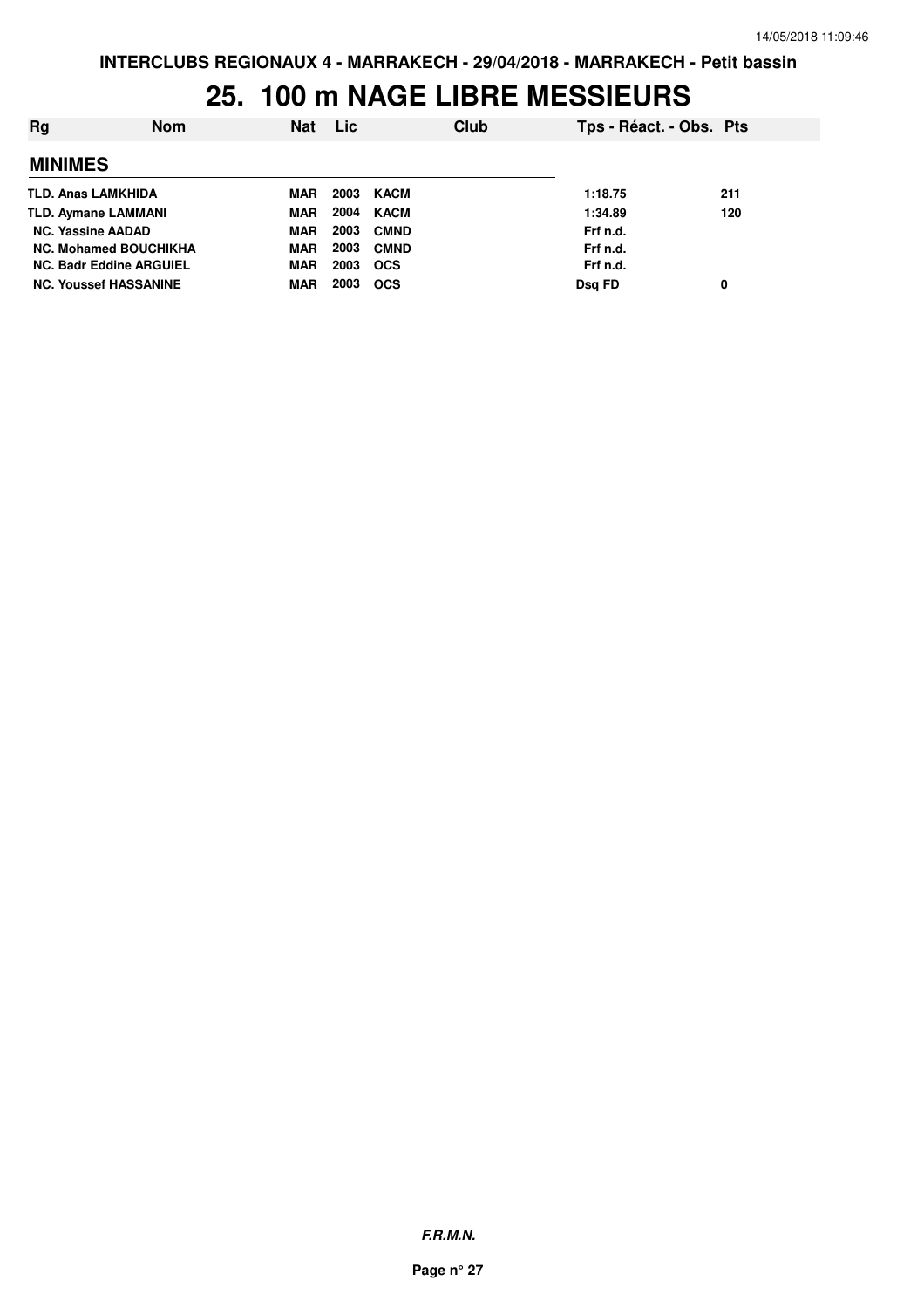# 25. 100 m NAGE LIBRE MESSIEURS

| Rg | Nom | Nat | Lic | Club | Tps - Réact. - Obs. | Pts |
|---|---|---|---|---|---|---|
| **MINIMES** | | | | | | |
| TLD. | Anas LAMKHIDA | MAR | 2003 | KACM | 1:18.75 | 211 |
| TLD. | Aymane LAMMANI | MAR | 2004 | KACM | 1:34.89 | 120 |
| NC. | Yassine AADAD | MAR | 2003 | CMND | Frf n.d. | |
| NC. | Mohamed BOUCHIKHA | MAR | 2003 | CMND | Frf n.d. | |
| NC. | Badr Eddine ARGUIEL | MAR | 2003 | OCS | Frf n.d. | |
| NC. | Youssef HASSANINE | MAR | 2003 | OCS | Dsq FD | 0 |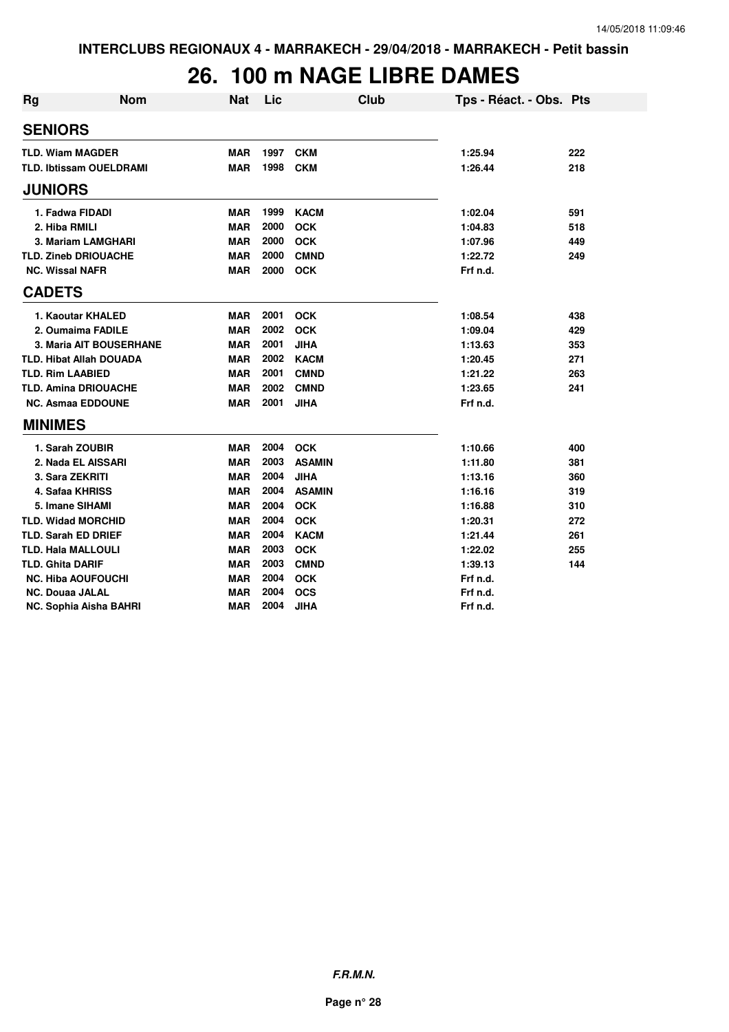INTERCLUBS REGIONAUX 4 - MARRAKECH - 29/04/2018 - MARRAKECH - Petit bassin

# 26. 100 m NAGE LIBRE DAMES

| Rg | Nom | Nat | Lic | Club | Tps - Réact. - Obs. | Pts |
|---|---|---|---|---|---|---|
| **SENIORS** | | | | | | |
| TLD. | Wiam MAGDER | MAR | 1997 | CKM | 1:25.94 | 222 |
| TLD. | Ibtissam OUELDRAMI | MAR | 1998 | CKM | 1:26.44 | 218 |
| **JUNIORS** | | | | | | |
| 1. | Fadwa FIDADI | MAR | 1999 | KACM | 1:02.04 | 591 |
| 2. | Hiba RMILI | MAR | 2000 | OCK | 1:04.83 | 518 |
| 3. | Mariam LAMGHARI | MAR | 2000 | OCK | 1:07.96 | 449 |
| TLD. | Zineb DRIOUACHE | MAR | 2000 | CMND | 1:22.72 | 249 |
| NC. | Wissal NAFR | MAR | 2000 | OCK | Frf n.d. | |
| **CADETS** | | | | | | |
| 1. | Kaoutar KHALED | MAR | 2001 | OCK | 1:08.54 | 438 |
| 2. | Oumaima FADILE | MAR | 2002 | OCK | 1:09.04 | 429 |
| 3. | Maria AIT BOUSERHANE | MAR | 2001 | JIHA | 1:13.63 | 353 |
| TLD. | Hibat Allah DOUADA | MAR | 2002 | KACM | 1:20.45 | 271 |
| TLD. | Rim LAABIED | MAR | 2001 | CMND | 1:21.22 | 263 |
| TLD. | Amina DRIOUACHE | MAR | 2002 | CMND | 1:23.65 | 241 |
| NC. | Asmaa EDDOUNE | MAR | 2001 | JIHA | Frf n.d. | |
| **MINIMES** | | | | | | |
| 1. | Sarah ZOUBIR | MAR | 2004 | OCK | 1:10.66 | 400 |
| 2. | Nada EL AISSARI | MAR | 2003 | ASAMIN | 1:11.80 | 381 |
| 3. | Sara ZEKRITI | MAR | 2004 | JIHA | 1:13.16 | 360 |
| 4. | Safaa KHRISS | MAR | 2004 | ASAMIN | 1:16.16 | 319 |
| 5. | Imane SIHAMI | MAR | 2004 | OCK | 1:16.88 | 310 |
| TLD. | Widad MORCHID | MAR | 2004 | OCK | 1:20.31 | 272 |
| TLD. | Sarah ED DRIEF | MAR | 2004 | KACM | 1:21.44 | 261 |
| TLD. | Hala MALLOULI | MAR | 2003 | OCK | 1:22.02 | 255 |
| TLD. | Ghita DARIF | MAR | 2003 | CMND | 1:39.13 | 144 |
| NC. | Hiba AOUFOUCHI | MAR | 2004 | OCK | Frf n.d. | |
| NC. | Douaa JALAL | MAR | 2004 | OCS | Frf n.d. | |
| NC. | Sophia Aisha BAHRI | MAR | 2004 | JIHA | Frf n.d. | |

*F.R.M.N.*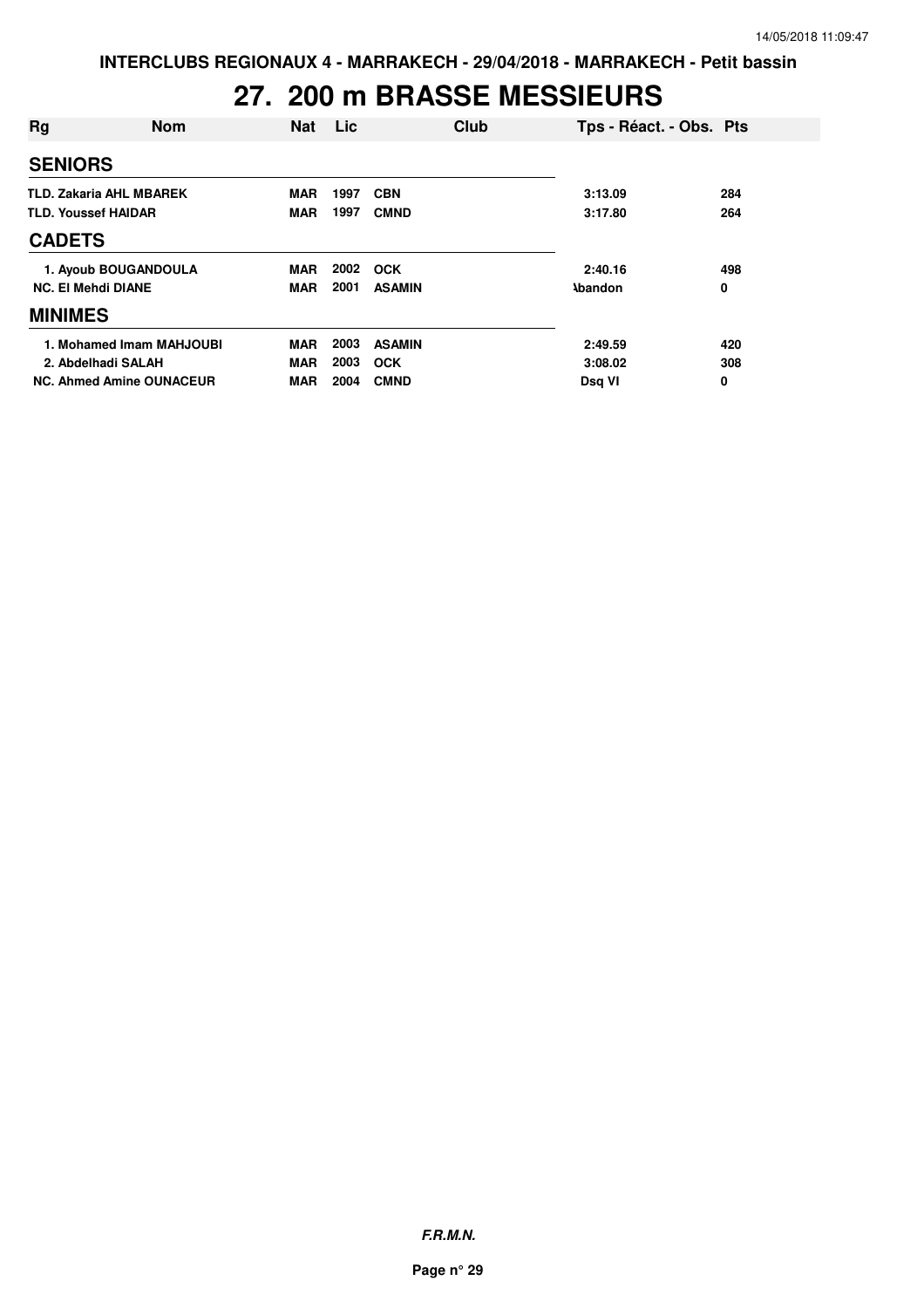INTERCLUBS REGIONAUX 4 - MARRAKECH - 29/04/2018 - MARRAKECH - Petit bassin

# 27. 200 m BRASSE MESSIEURS

| Rg | Nom | Nat | Lic | Club | Tps - Réact. - Obs. | Pts |
|---|---|---|---|---|---|---|
| **SENIORS** | | | | | | |
| TLD. | Zakaria AHL MBAREK | MAR | 1997 | CBN | 3:13.09 | 284 |
| TLD. | Youssef HAIDAR | MAR | 1997 | CMND | 3:17.80 | 264 |
| **CADETS** | | | | | | |
| 1. | Ayoub BOUGANDOULA | MAR | 2002 | OCK | 2:40.16 | 498 |
| NC. | El Mehdi DIANE | MAR | 2001 | ASAMIN | Abandon | 0 |
| **MINIMES** | | | | | | |
| 1. | Mohamed Imam MAHJOUBI | MAR | 2003 | ASAMIN | 2:49.59 | 420 |
| 2. | Abdelhadi SALAH | MAR | 2003 | OCK | 3:08.02 | 308 |
| NC. | Ahmed Amine OUNACEUR | MAR | 2004 | CMND | Dsq VI | 0 |

*F.R.M.N.*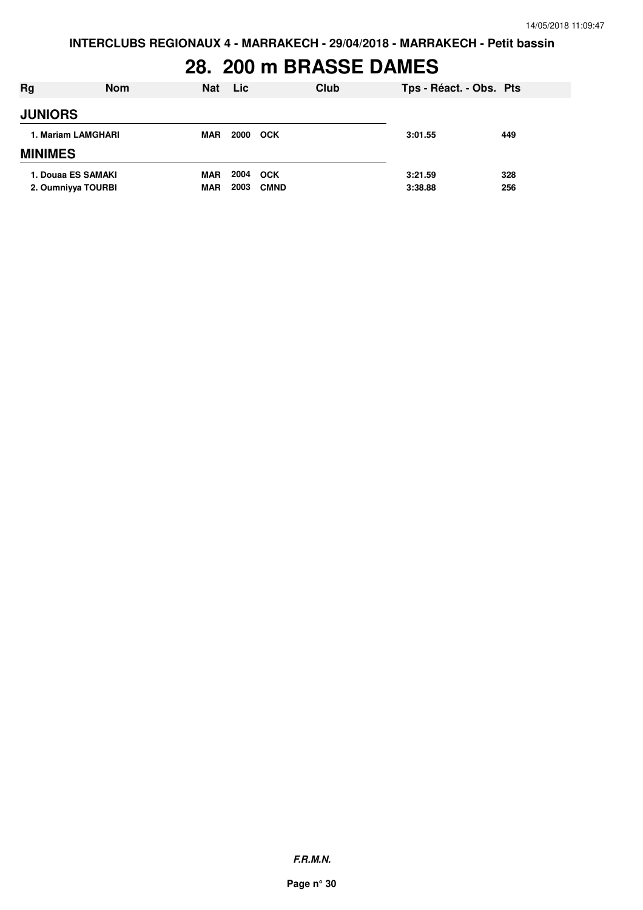# 28. 200 m BRASSE DAMES

| Rg | Nom | Nat | Lic | Club | Tps - Réact. - Obs. | Pts |
|---|---|---|---|---|---|---|
| **JUNIORS** | | | | | | |
| 1. Mariam LAMGHARI | | MAR | 2000 | OCK | 3:01.55 | 449 |
| **MINIMES** | | | | | | |
| 1. Douaa ES SAMAKI | | MAR | 2004 | OCK | 3:21.59 | 328 |
| 2. Oumniyya TOURBI | | MAR | 2003 | CMND | 3:38.88 | 256 |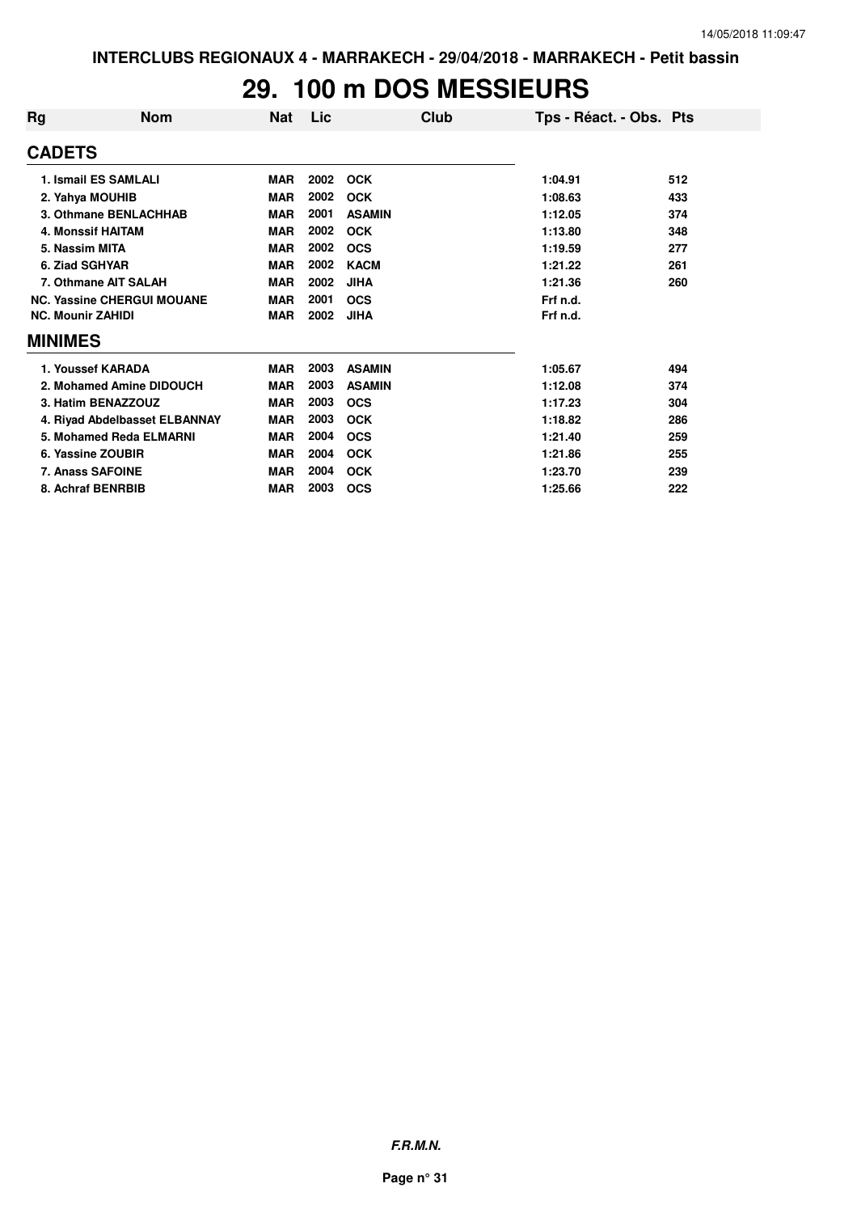# 29. 100 m DOS MESSIEURS

| Rg | Nom | Nat | Lic | Club | Tps - Réact. - Obs. | Pts |
|---|---|---|---|---|---|---|
| **CADETS** | | | | | | |
| 1. Ismail ES SAMLALI | | MAR | 2002 | OCK | 1:04.91 | 512 |
| 2. Yahya MOUHIB | | MAR | 2002 | OCK | 1:08.63 | 433 |
| 3. Othmane BENLACHHAB | | MAR | 2001 | ASAMIN | 1:12.05 | 374 |
| 4. Monssif HAITAM | | MAR | 2002 | OCK | 1:13.80 | 348 |
| 5. Nassim MITA | | MAR | 2002 | OCS | 1:19.59 | 277 |
| 6. Ziad SGHYAR | | MAR | 2002 | KACM | 1:21.22 | 261 |
| 7. Othmane AIT SALAH | | MAR | 2002 | JIHA | 1:21.36 | 260 |
| NC. Yassine CHERGUI MOUANE | | MAR | 2001 | OCS | Frf n.d. | |
| NC. Mounir ZAHIDI | | MAR | 2002 | JIHA | Frf n.d. | |
| **MINIMES** | | | | | | |
| 1. Youssef KARADA | | MAR | 2003 | ASAMIN | 1:05.67 | 494 |
| 2. Mohamed Amine DIDOUCH | | MAR | 2003 | ASAMIN | 1:12.08 | 374 |
| 3. Hatim BENAZZOUZ | | MAR | 2003 | OCS | 1:17.23 | 304 |
| 4. Riyad Abdelbasset ELBANNAY | | MAR | 2003 | OCK | 1:18.82 | 286 |
| 5. Mohamed Reda ELMARNI | | MAR | 2004 | OCS | 1:21.40 | 259 |
| 6. Yassine ZOUBIR | | MAR | 2004 | OCK | 1:21.86 | 255 |
| 7. Anass SAFOINE | | MAR | 2004 | OCK | 1:23.70 | 239 |
| 8. Achraf BENRBIB | | MAR | 2003 | OCS | 1:25.66 | 222 |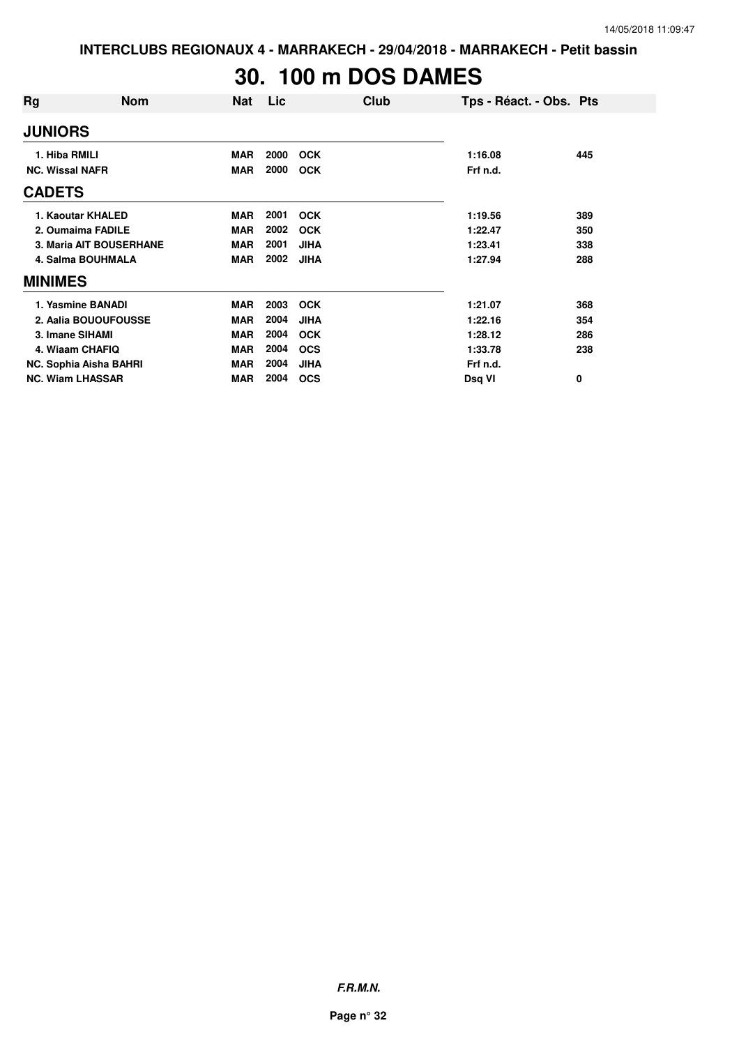# 30. 100 m DOS DAMES

| Rg | Nom | Nat | Lic | Club | Tps - Réact. - Obs. | Pts |
|---|---|---|---|---|---|---|
| **JUNIORS** | | | | | | |
| 1. Hiba RMILI | | MAR | 2000 | OCK | 1:16.08 | 445 |
| NC. Wissal NAFR | | MAR | 2000 | OCK | Frf n.d. | |
| **CADETS** | | | | | | |
| 1. Kaoutar KHALED | | MAR | 2001 | OCK | 1:19.56 | 389 |
| 2. Oumaima FADILE | | MAR | 2002 | OCK | 1:22.47 | 350 |
| 3. Maria AIT BOUSERHANE | | MAR | 2001 | JIHA | 1:23.41 | 338 |
| 4. Salma BOUHMALA | | MAR | 2002 | JIHA | 1:27.94 | 288 |
| **MINIMES** | | | | | | |
| 1. Yasmine BANADI | | MAR | 2003 | OCK | 1:21.07 | 368 |
| 2. Aalia BOUOUFOUSSE | | MAR | 2004 | JIHA | 1:22.16 | 354 |
| 3. Imane SIHAMI | | MAR | 2004 | OCK | 1:28.12 | 286 |
| 4. Wiaam CHAFIQ | | MAR | 2004 | OCS | 1:33.78 | 238 |
| NC. Sophia Aisha BAHRI | | MAR | 2004 | JIHA | Frf n.d. | |
| NC. Wiam LHASSAR | | MAR | 2004 | OCS | Dsq VI | 0 |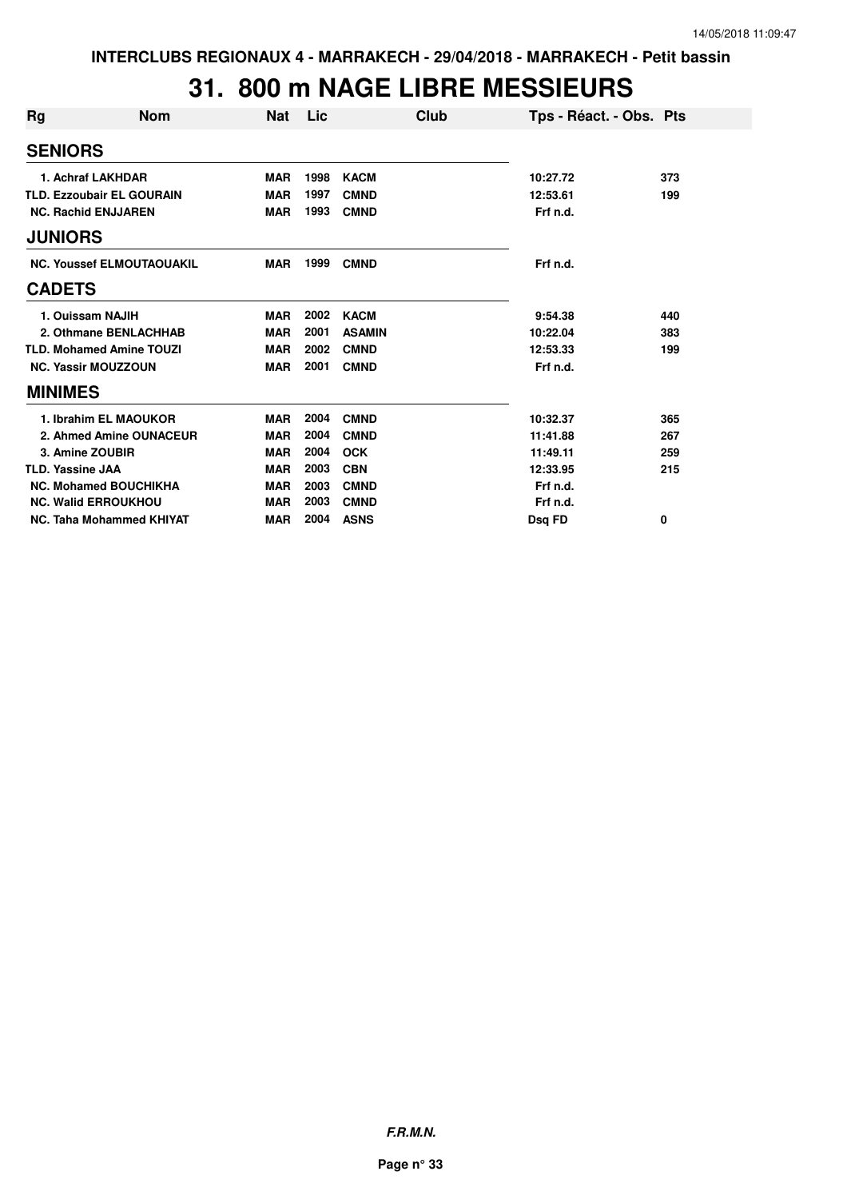# 31. 800 m NAGE LIBRE MESSIEURS

| Rg | Nom | Nat | Lic | Club | Tps - Réact. - Obs. | Pts |
|---|---|---|---|---|---|---|
| **SENIORS** | | | | | | |
| 1. Achraf LAKHDAR | | MAR | 1998 | KACM | 10:27.72 | 373 |
| TLD. Ezzoubair EL GOURAIN | | MAR | 1997 | CMND | 12:53.61 | 199 |
| NC. Rachid ENJJAREN | | MAR | 1993 | CMND | Frf n.d. | |
| **JUNIORS** | | | | | | |
| NC. Youssef ELMOUTAOUAKIL | | MAR | 1999 | CMND | Frf n.d. | |
| **CADETS** | | | | | | |
| 1. Ouissam NAJIH | | MAR | 2002 | KACM | 9:54.38 | 440 |
| 2. Othmane BENLACHHAB | | MAR | 2001 | ASAMIN | 10:22.04 | 383 |
| TLD. Mohamed Amine TOUZI | | MAR | 2002 | CMND | 12:53.33 | 199 |
| NC. Yassir MOUZZOUN | | MAR | 2001 | CMND | Frf n.d. | |
| **MINIMES** | | | | | | |
| 1. Ibrahim EL MAOUKOR | | MAR | 2004 | CMND | 10:32.37 | 365 |
| 2. Ahmed Amine OUNACEUR | | MAR | 2004 | CMND | 11:41.88 | 267 |
| 3. Amine ZOUBIR | | MAR | 2004 | OCK | 11:49.11 | 259 |
| TLD. Yassine JAA | | MAR | 2003 | CBN | 12:33.95 | 215 |
| NC. Mohamed BOUCHIKHA | | MAR | 2003 | CMND | Frf n.d. | |
| NC. Walid ERROUKHOU | | MAR | 2003 | CMND | Frf n.d. | |
| NC. Taha Mohammed KHIYAT | | MAR | 2004 | ASNS | Dsq FD | 0 |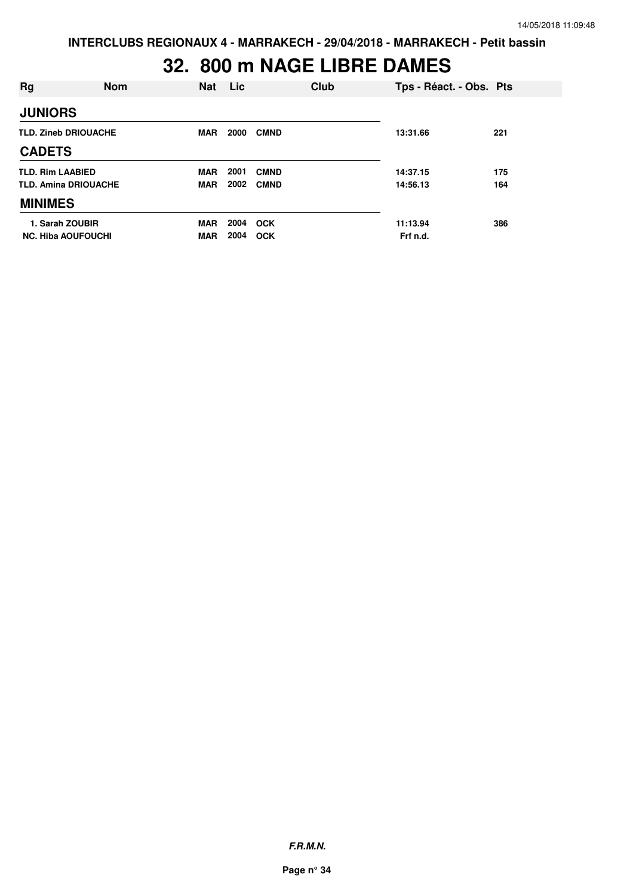INTERCLUBS REGIONAUX 4 - MARRAKECH - 29/04/2018 - MARRAKECH - Petit bassin

# 32. 800 m NAGE LIBRE DAMES

| Rg | Nom | Nat | Lic | Club | Tps - Réact. - Obs. | Pts |
|---|---|---|---|---|---|---|
| **JUNIORS** | | | | | | |
| TLD. | Zineb DRIOUACHE | MAR | 2000 | CMND | 13:31.66 | 221 |
| **CADETS** | | | | | | |
| TLD. | Rim LAABIED | MAR | 2001 | CMND | 14:37.15 | 175 |
| TLD. | Amina DRIOUACHE | MAR | 2002 | CMND | 14:56.13 | 164 |
| **MINIMES** | | | | | | |
| 1. | Sarah ZOUBIR | MAR | 2004 | OCK | 11:13.94 | 386 |
| NC. | Hiba AOUFOUCHI | MAR | 2004 | OCK | Frf n.d. | |

*F.R.M.N.*